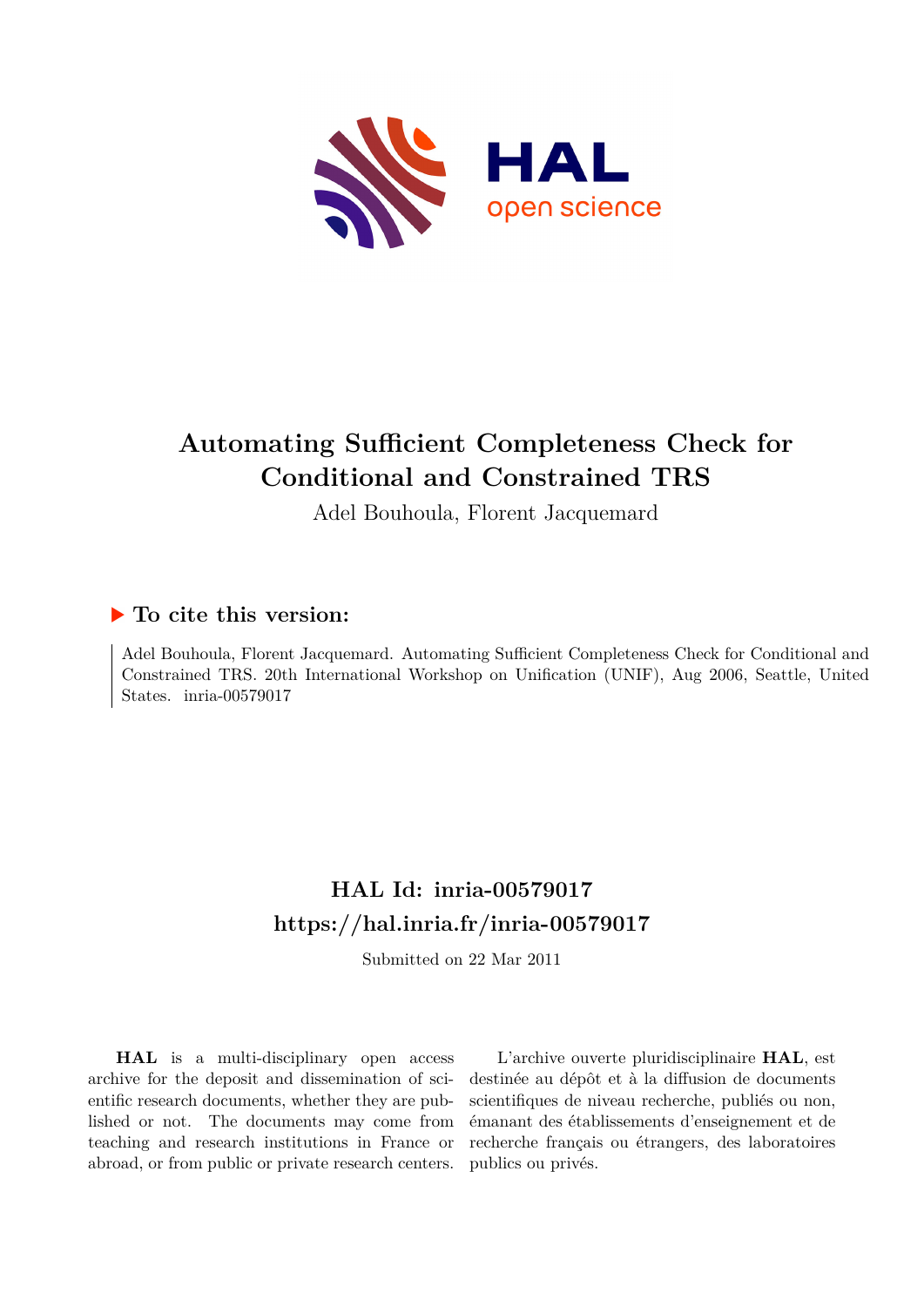# Automating Sufficient Completeness Check for Conditional and Constrained TRS

Adel Bouhoula, Florent Jacquemard

## To cite this version:

Adel Bouhoula, Florent Jacquemard. Automating Sufficient Completeness Check for Conditional and Constrained TRS. 20th International Workshop on Unification (UNIF), Aug 2006, Seattle, United States. inria-00579017

## HAL Id: inria-00579017
## https://hal.inria.fr/inria-00579017

Submitted on 22 Mar 2011

**HAL** is a multi-disciplinary open access archive for the deposit and dissemination of scientific research documents, whether they are published or not. The documents may come from teaching and research institutions in France or abroad, or from public or private research centers.

L'archive ouverte pluridisciplinaire **HAL**, est destinée au dépôt et à la diffusion de documents scientifiques de niveau recherche, publiés ou non, émanant des établissements d'enseignement et de recherche français ou étrangers, des laboratoires publics ou privés.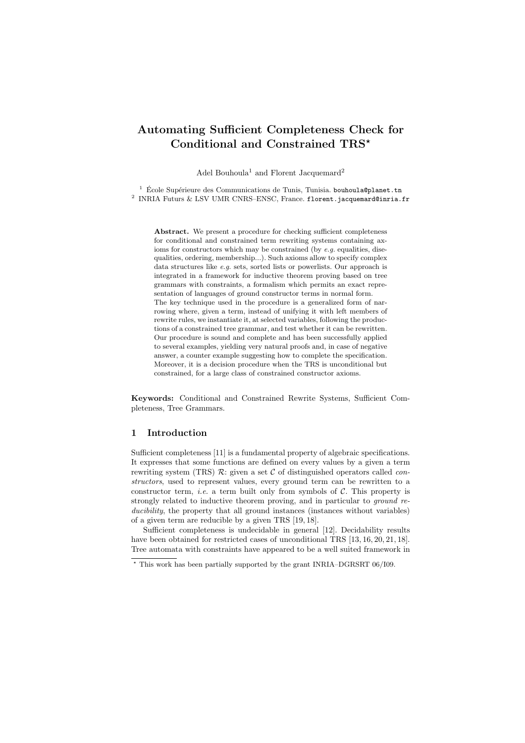# Automating Sufficient Completeness Check for Conditional and Constrained TRS*

Adel Bouhoula[1] and Florent Jacquemard[2]

[1] École Supérieure des Communications de Tunis, Tunisia. bouhoula@planet.tn
[2] INRIA Futurs & LSV UMR CNRS–ENSC, France. florent.jacquemard@inria.fr

**Abstract.** We present a procedure for checking sufficient completeness for conditional and constrained term rewriting systems containing axioms for constructors which may be constrained (by *e.g.* equalities, disequalities, ordering, membership...). Such axioms allow to specify complex data structures like *e.g.* sets, sorted lists or powerlists. Our approach is integrated in a framework for inductive theorem proving based on tree grammars with constraints, a formalism which permits an exact representation of languages of ground constructor terms in normal form.
The key technique used in the procedure is a generalized form of narrowing where, given a term, instead of unifying it with left members of rewrite rules, we instantiate it, at selected variables, following the productions of a constrained tree grammar, and test whether it can be rewritten. Our procedure is sound and complete and has been successfully applied to several examples, yielding very natural proofs and, in case of negative answer, a counter example suggesting how to complete the specification. Moreover, it is a decision procedure when the TRS is unconditional but constrained, for a large class of constrained constructor axioms.

**Keywords:** Conditional and Constrained Rewrite Systems, Sufficient Completeness, Tree Grammars.

## 1 Introduction

Sufficient completeness [11] is a fundamental property of algebraic specifications. It expresses that some functions are defined on every values by a given a term rewriting system (TRS) $\mathcal{R}$: given a set $\mathcal{C}$ of distinguished operators called *constructors*, used to represent values, every ground term can be rewritten to a constructor term, *i.e.* a term built only from symbols of $\mathcal{C}$. This property is strongly related to inductive theorem proving, and in particular to *ground reducibility*, the property that all ground instances (instances without variables) of a given term are reducible by a given TRS [19, 18].

Sufficient completeness is undecidable in general [12]. Decidability results have been obtained for restricted cases of unconditional TRS [13, 16, 20, 21, 18]. Tree automata with constraints have appeared to be a well suited framework in

* This work has been partially supported by the grant INRIA–DGRSRT 06/I09.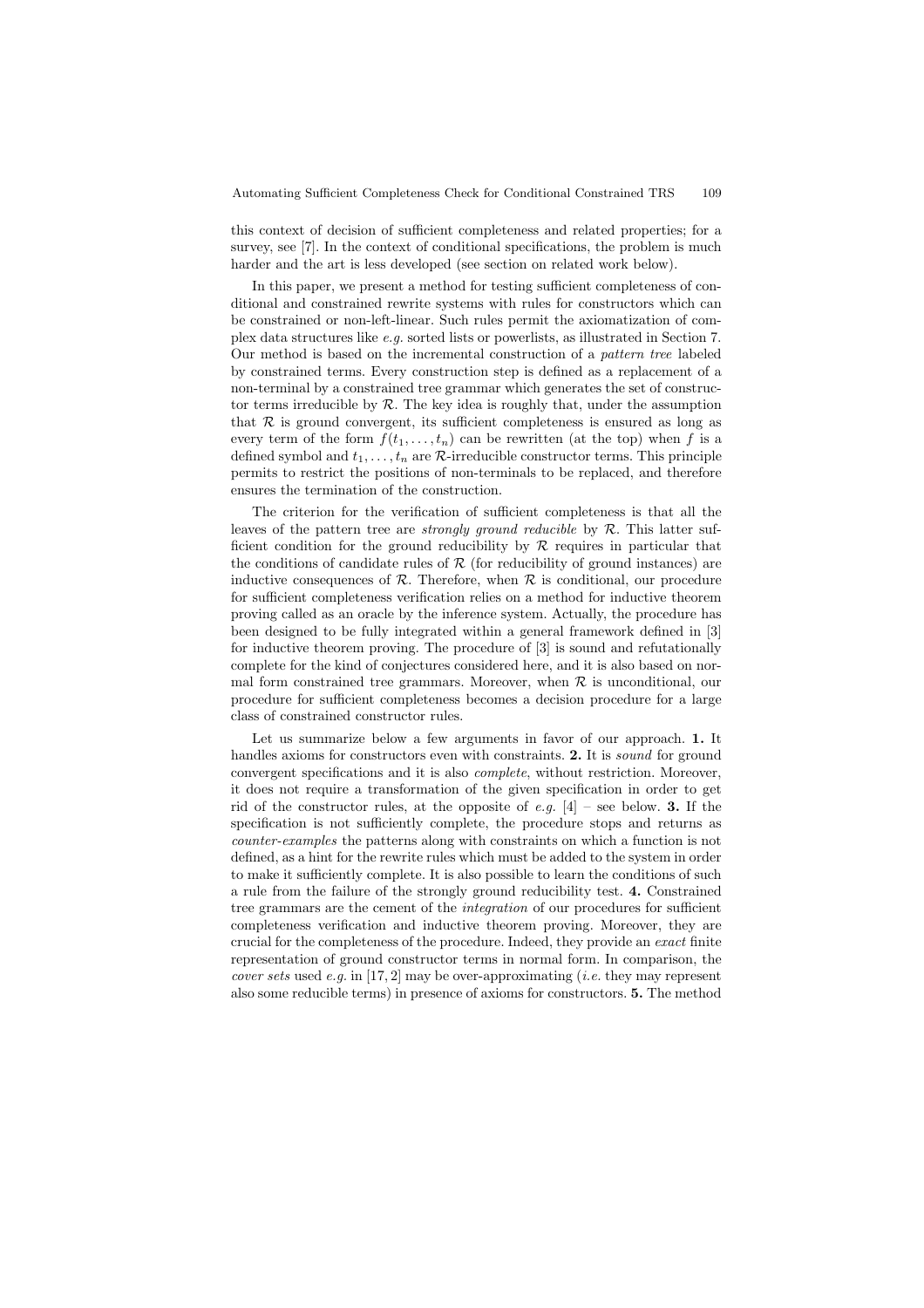this context of decision of sufficient completeness and related properties; for a survey, see [7]. In the context of conditional specifications, the problem is much harder and the art is less developed (see section on related work below).

In this paper, we present a method for testing sufficient completeness of conditional and constrained rewrite systems with rules for constructors which can be constrained or non-left-linear. Such rules permit the axiomatization of complex data structures like *e.g.* sorted lists or powerlists, as illustrated in Section 7. Our method is based on the incremental construction of a *pattern tree* labeled by constrained terms. Every construction step is defined as a replacement of a non-terminal by a constrained tree grammar which generates the set of constructor terms irreducible by $\mathcal{R}$. The key idea is roughly that, under the assumption that $\mathcal{R}$ is ground convergent, its sufficient completeness is ensured as long as every term of the form $f(t_1, \ldots, t_n)$ can be rewritten (at the top) when $f$ is a defined symbol and $t_1, \ldots, t_n$ are $\mathcal{R}$-irreducible constructor terms. This principle permits to restrict the positions of non-terminals to be replaced, and therefore ensures the termination of the construction.

The criterion for the verification of sufficient completeness is that all the leaves of the pattern tree are *strongly ground reducible* by $\mathcal{R}$. This latter sufficient condition for the ground reducibility by $\mathcal{R}$ requires in particular that the conditions of candidate rules of $\mathcal{R}$ (for reducibility of ground instances) are inductive consequences of $\mathcal{R}$. Therefore, when $\mathcal{R}$ is conditional, our procedure for sufficient completeness verification relies on a method for inductive theorem proving called as an oracle by the inference system. Actually, the procedure has been designed to be fully integrated within a general framework defined in [3] for inductive theorem proving. The procedure of [3] is sound and refutationally complete for the kind of conjectures considered here, and it is also based on normal form constrained tree grammars. Moreover, when $\mathcal{R}$ is unconditional, our procedure for sufficient completeness becomes a decision procedure for a large class of constrained constructor rules.

Let us summarize below a few arguments in favor of our approach. **1.** It handles axioms for constructors even with constraints. **2.** It is *sound* for ground convergent specifications and it is also *complete*, without restriction. Moreover, it does not require a transformation of the given specification in order to get rid of the constructor rules, at the opposite of *e.g.* [4] – see below. **3.** If the specification is not sufficiently complete, the procedure stops and returns as *counter-examples* the patterns along with constraints on which a function is not defined, as a hint for the rewrite rules which must be added to the system in order to make it sufficiently complete. It is also possible to learn the conditions of such a rule from the failure of the strongly ground reducibility test. **4.** Constrained tree grammars are the cement of the *integration* of our procedures for sufficient completeness verification and inductive theorem proving. Moreover, they are crucial for the completeness of the procedure. Indeed, they provide an *exact* finite representation of ground constructor terms in normal form. In comparison, the *cover sets* used *e.g.* in [17, 2] may be over-approximating (*i.e.* they may represent also some reducible terms) in presence of axioms for constructors. **5.** The method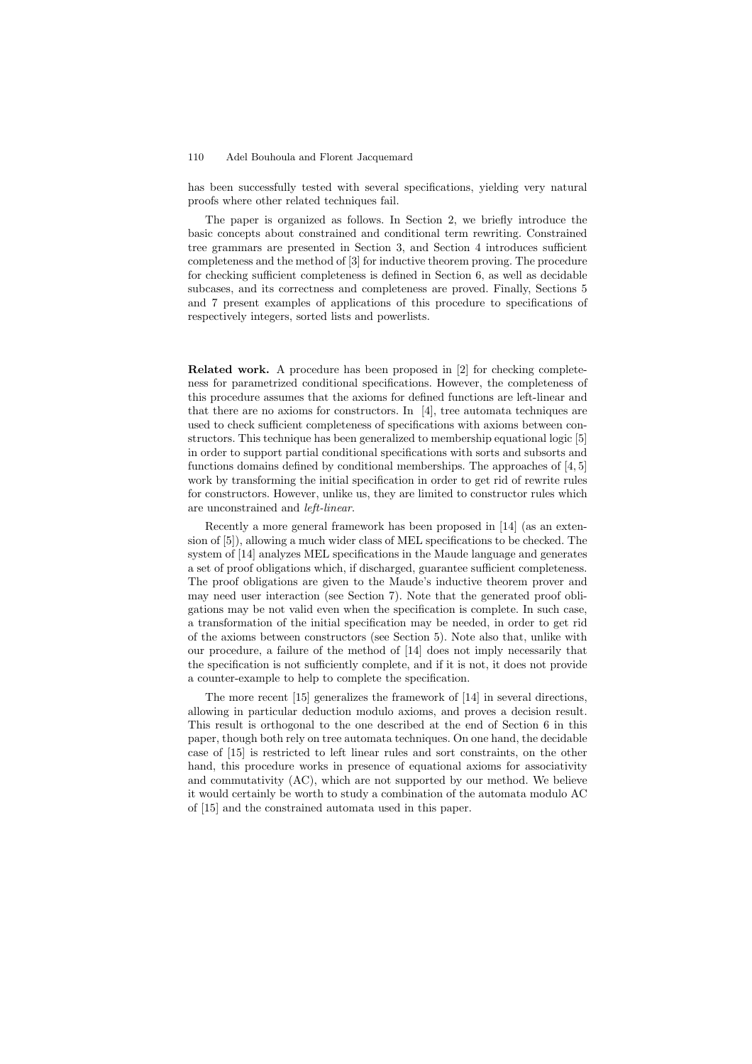has been successfully tested with several specifications, yielding very natural proofs where other related techniques fail.

The paper is organized as follows. In Section 2, we briefly introduce the basic concepts about constrained and conditional term rewriting. Constrained tree grammars are presented in Section 3, and Section 4 introduces sufficient completeness and the method of [3] for inductive theorem proving. The procedure for checking sufficient completeness is defined in Section 6, as well as decidable subcases, and its correctness and completeness are proved. Finally, Sections 5 and 7 present examples of applications of this procedure to specifications of respectively integers, sorted lists and powerlists.

**Related work.** A procedure has been proposed in [2] for checking completeness for parametrized conditional specifications. However, the completeness of this procedure assumes that the axioms for defined functions are left-linear and that there are no axioms for constructors. In [4], tree automata techniques are used to check sufficient completeness of specifications with axioms between constructors. This technique has been generalized to membership equational logic [5] in order to support partial conditional specifications with sorts and subsorts and functions domains defined by conditional memberships. The approaches of [4, 5] work by transforming the initial specification in order to get rid of rewrite rules for constructors. However, unlike us, they are limited to constructor rules which are unconstrained and *left-linear*.

Recently a more general framework has been proposed in [14] (as an extension of [5]), allowing a much wider class of MEL specifications to be checked. The system of [14] analyzes MEL specifications in the Maude language and generates a set of proof obligations which, if discharged, guarantee sufficient completeness. The proof obligations are given to the Maude's inductive theorem prover and may need user interaction (see Section 7). Note that the generated proof obligations may be not valid even when the specification is complete. In such case, a transformation of the initial specification may be needed, in order to get rid of the axioms between constructors (see Section 5). Note also that, unlike with our procedure, a failure of the method of [14] does not imply necessarily that the specification is not sufficiently complete, and if it is not, it does not provide a counter-example to help to complete the specification.

The more recent [15] generalizes the framework of [14] in several directions, allowing in particular deduction modulo axioms, and proves a decision result. This result is orthogonal to the one described at the end of Section 6 in this paper, though both rely on tree automata techniques. On one hand, the decidable case of [15] is restricted to left linear rules and sort constraints, on the other hand, this procedure works in presence of equational axioms for associativity and commutativity (AC), which are not supported by our method. We believe it would certainly be worth to study a combination of the automata modulo AC of [15] and the constrained automata used in this paper.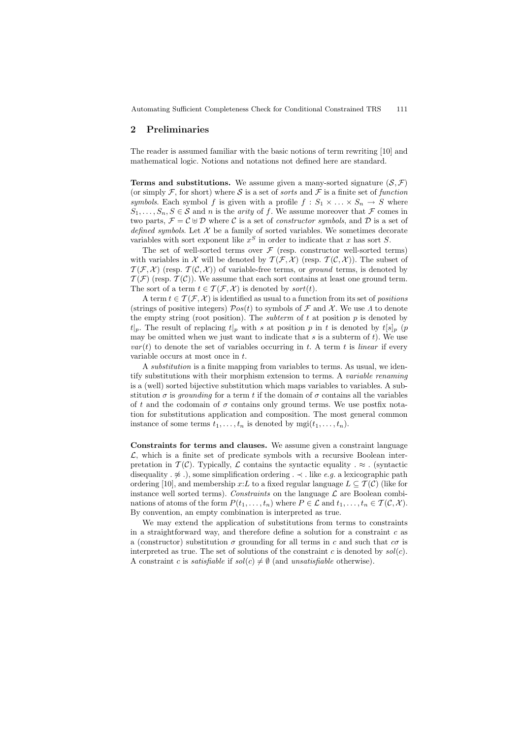## 2 Preliminaries

The reader is assumed familiar with the basic notions of term rewriting [10] and mathematical logic. Notions and notations not defined here are standard.

**Terms and substitutions.** We assume given a many-sorted signature $(\mathcal{S}, \mathcal{F})$ (or simply $\mathcal{F}$, for short) where $\mathcal{S}$ is a set of *sorts* and $\mathcal{F}$ is a finite set of *function symbols*. Each symbol $f$ is given with a profile $f : S_1 \times \ldots \times S_n \to S$ where $S_1, \ldots, S_n, S \in \mathcal{S}$ and $n$ is the *arity* of $f$. We assume moreover that $\mathcal{F}$ comes in two parts, $\mathcal{F} = \mathcal{C} \uplus \mathcal{D}$ where $\mathcal{C}$ is a set of *constructor symbols*, and $\mathcal{D}$ is a set of *defined symbols*. Let $\mathcal{X}$ be a family of sorted variables. We sometimes decorate variables with sort exponent like $x^S$ in order to indicate that $x$ has sort $S$.

The set of well-sorted terms over $\mathcal{F}$ (resp. constructor well-sorted terms) with variables in $\mathcal{X}$ will be denoted by $\mathcal{T}(\mathcal{F}, \mathcal{X})$ (resp. $\mathcal{T}(\mathcal{C}, \mathcal{X})$). The subset of $\mathcal{T}(\mathcal{F}, \mathcal{X})$ (resp. $\mathcal{T}(\mathcal{C}, \mathcal{X})$) of variable-free terms, or *ground* terms, is denoted by $\mathcal{T}(\mathcal{F})$ (resp. $\mathcal{T}(\mathcal{C})$). We assume that each sort contains at least one ground term. The sort of a term $t \in \mathcal{T}(\mathcal{F}, \mathcal{X})$ is denoted by $sort(t)$.

A term $t \in \mathcal{T}(\mathcal{F}, \mathcal{X})$ is identified as usual to a function from its set of *positions* (strings of positive integers) $\mathcal{P}os(t)$ to symbols of $\mathcal{F}$ and $\mathcal{X}$. We use $\Lambda$ to denote the empty string (root position). The *subterm* of $t$ at position $p$ is denoted by $t|_p$. The result of replacing $t|_p$ with $s$ at position $p$ in $t$ is denoted by $t[s]_p$ ($p$ may be omitted when we just want to indicate that $s$ is a subterm of $t$). We use $var(t)$ to denote the set of variables occurring in $t$. A term $t$ is *linear* if every variable occurs at most once in $t$.

A *substitution* is a finite mapping from variables to terms. As usual, we identify substitutions with their morphism extension to terms. A *variable renaming* is a (well) sorted bijective substitution which maps variables to variables. A substitution $\sigma$ is *grounding* for a term $t$ if the domain of $\sigma$ contains all the variables of $t$ and the codomain of $\sigma$ contains only ground terms. We use postfix notation for substitutions application and composition. The most general common instance of some terms $t_1, \ldots, t_n$ is denoted by $\mathrm{mgi}(t_1, \ldots, t_n)$.

**Constraints for terms and clauses.** We assume given a constraint language $\mathcal{L}$, which is a finite set of predicate symbols with a recursive Boolean interpretation in $\mathcal{T}(\mathcal{C})$. Typically, $\mathcal{L}$ contains the syntactic equality $. \approx .$ (syntactic disequality $. \not\approx .$), some simplification ordering $. \prec .$ like *e.g.* a lexicographic path ordering [10], and membership $x{:}L$ to a fixed regular language $L \subseteq \mathcal{T}(\mathcal{C})$ (like for instance well sorted terms). *Constraints* on the language $\mathcal{L}$ are Boolean combinations of atoms of the form $P(t_1, \ldots, t_n)$ where $P \in \mathcal{L}$ and $t_1, \ldots, t_n \in \mathcal{T}(\mathcal{C}, \mathcal{X})$. By convention, an empty combination is interpreted as true.

We may extend the application of substitutions from terms to constraints in a straightforward way, and therefore define a solution for a constraint $c$ as a (constructor) substitution $\sigma$ grounding for all terms in $c$ and such that $c\sigma$ is interpreted as true. The set of solutions of the constraint $c$ is denoted by $sol(c)$. A constraint $c$ is *satisfiable* if $sol(c) \neq \emptyset$ (and *unsatisfiable* otherwise).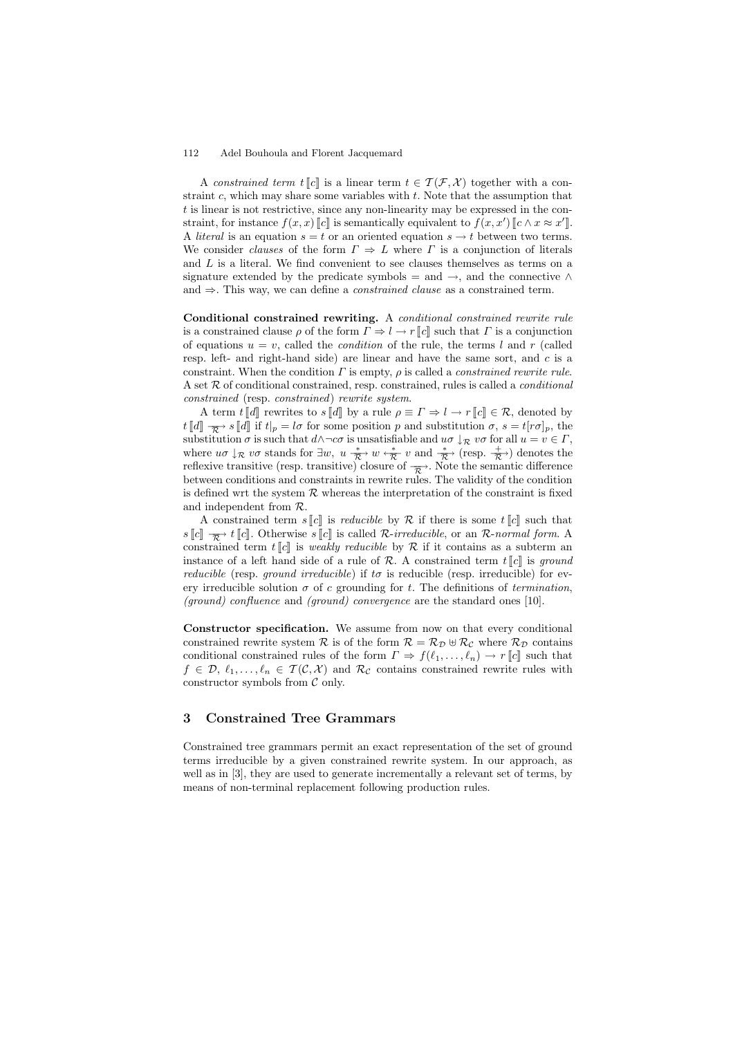A *constrained term* $t\,[\![c]\!]$ is a linear term $t \in \mathcal{T}(\mathcal{F}, \mathcal{X})$ together with a constraint $c$, which may share some variables with $t$. Note that the assumption that $t$ is linear is not restrictive, since any non-linearity may be expressed in the constraint, for instance $f(x,x)\,[\![c]\!]$ is semantically equivalent to $f(x,x')\,[\![c \wedge x \approx x']\!]$. A *literal* is an equation $s = t$ or an oriented equation $s \to t$ between two terms. We consider *clauses* of the form $\Gamma \Rightarrow L$ where $\Gamma$ is a conjunction of literals and $L$ is a literal. We find convenient to see clauses themselves as terms on a signature extended by the predicate symbols $=$ and $\to$, and the connective $\wedge$ and $\Rightarrow$. This way, we can define a *constrained clause* as a constrained term.

**Conditional constrained rewriting.** A *conditional constrained rewrite rule* is a constrained clause $\rho$ of the form $\Gamma \Rightarrow l \to r\,[\![c]\!]$ such that $\Gamma$ is a conjunction of equations $u = v$, called the *condition* of the rule, the terms $l$ and $r$ (called resp. left- and right-hand side) are linear and have the same sort, and $c$ is a constraint. When the condition $\Gamma$ is empty, $\rho$ is called a *constrained rewrite rule*. A set $\mathcal{R}$ of conditional constrained, resp. constrained, rules is called a *conditional constrained* (resp. *constrained*) *rewrite system*.

A term $t\,[\![d]\!]$ rewrites to $s\,[\![d]\!]$ by a rule $\rho \equiv \Gamma \Rightarrow l \to r\,[\![c]\!] \in \mathcal{R}$, denoted by $t\,[\![d]\!] \xrightarrow[\mathcal{R}]{} s\,[\![d]\!]$ if $t|_p = l\sigma$ for some position $p$ and substitution $\sigma$, $s = t[r\sigma]_p$, the substitution $\sigma$ is such that $d \wedge \neg c\sigma$ is unsatisfiable and $u\sigma \downarrow_{\mathcal{R}} v\sigma$ for all $u = v \in \Gamma$, where $u\sigma \downarrow_{\mathcal{R}} v\sigma$ stands for $\exists w,\ u \xrightarrow[\mathcal{R}]{*} w \xleftarrow[\mathcal{R}]{*} v$ and $\xrightarrow[\mathcal{R}]{*}$ (resp. $\xrightarrow[\mathcal{R}]{+}$) denotes the reflexive transitive (resp. transitive) closure of $\xrightarrow[\mathcal{R}]{}$. Note the semantic difference between conditions and constraints in rewrite rules. The validity of the condition is defined wrt the system $\mathcal{R}$ whereas the interpretation of the constraint is fixed and independent from $\mathcal{R}$.

A constrained term $s\,[\![c]\!]$ is *reducible* by $\mathcal{R}$ if there is some $t\,[\![c]\!]$ such that $s\,[\![c]\!] \xrightarrow[\mathcal{R}]{} t\,[\![c]\!]$. Otherwise $s\,[\![c]\!]$ is called $\mathcal{R}$-*irreducible*, or an $\mathcal{R}$-*normal form*. A constrained term $t\,[\![c]\!]$ is *weakly reducible* by $\mathcal{R}$ if it contains as a subterm an instance of a left hand side of a rule of $\mathcal{R}$. A constrained term $t\,[\![c]\!]$ is *ground reducible* (resp. *ground irreducible*) if $t\sigma$ is reducible (resp. irreducible) for every irreducible solution $\sigma$ of $c$ grounding for $t$. The definitions of *termination*, *(ground) confluence* and *(ground) convergence* are the standard ones [10].

**Constructor specification.** We assume from now on that every conditional constrained rewrite system $\mathcal{R}$ is of the form $\mathcal{R} = \mathcal{R}_{\mathcal{D}} \uplus \mathcal{R}_{\mathcal{C}}$ where $\mathcal{R}_{\mathcal{D}}$ contains conditional constrained rules of the form $\Gamma \Rightarrow f(\ell_1, \ldots, \ell_n) \to r\,[\![c]\!]$ such that $f \in \mathcal{D}$, $\ell_1, \ldots, \ell_n \in \mathcal{T}(\mathcal{C}, \mathcal{X})$ and $\mathcal{R}_{\mathcal{C}}$ contains constrained rewrite rules with constructor symbols from $\mathcal{C}$ only.

## 3 Constrained Tree Grammars

Constrained tree grammars permit an exact representation of the set of ground terms irreducible by a given constrained rewrite system. In our approach, as well as in [3], they are used to generate incrementally a relevant set of terms, by means of non-terminal replacement following production rules.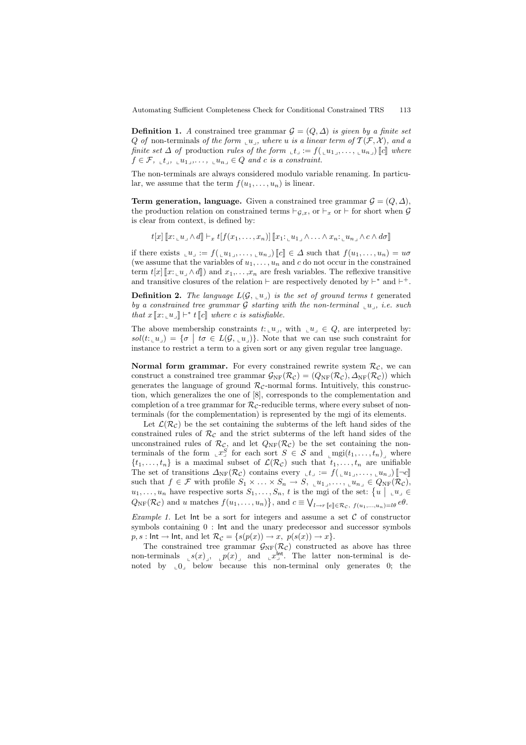**Definition 1.** *A* constrained tree grammar $\mathcal{G} = (Q, \Delta)$ *is given by a finite set* $Q$ *of* non-terminals *of the form* $\llcorner u \lrcorner$*, where* $u$ *is a linear term of* $\mathcal{T}(\mathcal{F}, \mathcal{X})$*, and a finite set* $\Delta$ *of* production rules *of the form* $\llcorner t \lrcorner := f(\llcorner u_1 \lrcorner, \ldots, \llcorner u_n \lrcorner) [\![c]\!]$ *where* $f \in \mathcal{F}$*,* $\llcorner t \lrcorner, \llcorner u_1 \lrcorner, \ldots, \llcorner u_n \lrcorner \in Q$ *and* $c$ *is a constraint.*

The non-terminals are always considered modulo variable renaming. In particular, we assume that the term $f(u_1, \ldots, u_n)$ is linear.

**Term generation, language.** Given a constrained tree grammar $\mathcal{G} = (Q, \Delta)$, the production relation on constrained terms $\vdash_{\mathcal{G},x}$, or $\vdash_x$ or $\vdash$ for short when $\mathcal{G}$ is clear from context, is defined by:

$$t[x]\,[\![x{:}\llcorner u \lrcorner \wedge d]\!] \vdash_x t[f(x_1, \ldots, x_n)]\,[\![x_1{:}\llcorner u_1 \lrcorner \wedge \ldots \wedge x_n{:}\llcorner u_n \lrcorner \wedge c \wedge d\sigma]\!]$$

if there exists $\llcorner u \lrcorner := f(\llcorner u_1 \lrcorner, \ldots, \llcorner u_n \lrcorner)[\![c]\!] \in \Delta$ such that $f(u_1, \ldots, u_n) = u\sigma$ (we assume that the variables of $u_1, \ldots, u_n$ and $c$ do not occur in the constrained term $t[x]\,[\![x{:}\llcorner u \lrcorner \wedge d]\!]$) and $x_1, \ldots, x_n$ are fresh variables. The reflexive transitive and transitive closures of the relation $\vdash$ are respectively denoted by $\vdash^*$ and $\vdash^+$.

**Definition 2.** *The language* $L(\mathcal{G}, \llcorner u \lrcorner)$ *is the set of ground terms* $t$ *generated by a constrained tree grammar* $\mathcal{G}$ *starting with the non-terminal* $\llcorner u \lrcorner$*, i.e. such that* $x\,[\![x{:}\llcorner u \lrcorner]\!] \vdash^* t\,[\![c]\!]$ *where* $c$ *is satisfiable.*

The above membership constraints $t{:}\llcorner u \lrcorner$, with $\llcorner u \lrcorner \in Q$, are interpreted by: $sol(t{:}\llcorner u \lrcorner) = \{\sigma \mid t\sigma \in L(\mathcal{G}, \llcorner u \lrcorner)\}$. Note that we can use such constraint for instance to restrict a term to a given sort or any given regular tree language.

**Normal form grammar.** For every constrained rewrite system $\mathcal{R}_\mathcal{C}$, we can construct a constrained tree grammar $\mathcal{G}_{\mathrm{NF}}(\mathcal{R}_\mathcal{C}) = (Q_{\mathrm{NF}}(\mathcal{R}_\mathcal{C}), \Delta_{\mathrm{NF}}(\mathcal{R}_\mathcal{C}))$ which generates the language of ground $\mathcal{R}_\mathcal{C}$-normal forms. Intuitively, this construction, which generalizes the one of [8], corresponds to the complementation and completion of a tree grammar for $\mathcal{R}_\mathcal{C}$-reducible terms, where every subset of non-terminals (for the complementation) is represented by the mgi of its elements.

Let $\mathcal{L}(\mathcal{R}_\mathcal{C})$ be the set containing the subterms of the left hand sides of the constrained rules of $\mathcal{R}_\mathcal{C}$ and the strict subterms of the left hand sides of the unconstrained rules of $\mathcal{R}_\mathcal{C}$, and let $Q_{\mathrm{NF}}(\mathcal{R}_\mathcal{C})$ be the set containing the non-terminals of the form $\llcorner x^S_{\lrcorner}$ for each sort $S \in \mathcal{S}$ and $\llcorner \mathrm{mgi}(t_1, \ldots, t_n) \lrcorner$ where $\{t_1, \ldots, t_n\}$ is a maximal subset of $\mathcal{L}(\mathcal{R}_\mathcal{C})$ such that $t_1, \ldots, t_n$ are unifiable The set of transitions $\Delta_{\mathrm{NF}}(\mathcal{R}_\mathcal{C})$ contains every $\llcorner t \lrcorner := f(\llcorner u_1 \lrcorner, \ldots, \llcorner u_n \lrcorner)[\![\neg c]\!]$ such that $f \in \mathcal{F}$ with profile $S_1 \times \ldots \times S_n \to S$, $\llcorner u_1 \lrcorner, \ldots, \llcorner u_n \lrcorner \in Q_{\mathrm{NF}}(\mathcal{R}_\mathcal{C})$, $u_1, \ldots, u_n$ have respective sorts $S_1, \ldots, S_n$, $t$ is the mgi of the set: $\{u \mid \llcorner u \lrcorner \in Q_{\mathrm{NF}}(\mathcal{R}_\mathcal{C}) \text{ and } u \text{ matches } f(u_1, \ldots, u_n)\}$, and $c \equiv \bigvee_{l \to r [\![e]\!] \in \mathcal{R}_\mathcal{C},\ f(u_1, \ldots, u_n) = l\theta} e\theta$.

*Example 1.* Let $\mathsf{Int}$ be a sort for integers and assume a set $\mathcal{C}$ of constructor symbols containing $0 : \mathsf{Int}$ and the unary predecessor and successor symbols $p, s : \mathsf{Int} \to \mathsf{Int}$, and let $\mathcal{R}_\mathcal{C} = \{s(p(x)) \to x,\ p(s(x)) \to x\}$.

The constrained tree grammar $\mathcal{G}_{\mathrm{NF}}(\mathcal{R}_\mathcal{C})$ constructed as above has three non-terminals $\llcorner s(x) \lrcorner$, $\llcorner p(x) \lrcorner$ and $\llcorner x^{\mathsf{Int}}_{\lrcorner}$. The latter non-terminal is denoted by $\llcorner 0 \lrcorner$ below because this non-terminal only generates 0; the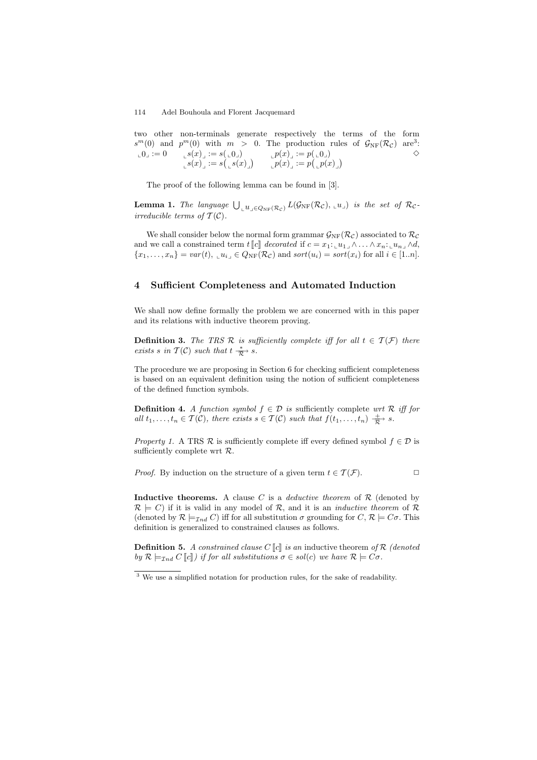two other non-terminals generate respectively the terms of the form $s^m(0)$ and $p^m(0)$ with $m > 0$. The production rules of $\mathcal{G}_{\mathrm{NF}}(\mathcal{R}_\mathcal{C})$ are[3]:

$$\llcorner 0 \lrcorner := 0 \qquad \llcorner s(x) \lrcorner := s(\llcorner 0 \lrcorner) \qquad \llcorner p(x) \lrcorner := p(\llcorner 0 \lrcorner)$$
$$\llcorner s(x) \lrcorner := s\big(\llcorner s(x) \lrcorner\big) \qquad \llcorner p(x) \lrcorner := p\big(\llcorner p(x) \lrcorner\big) \qquad \diamond$$

The proof of the following lemma can be found in [3].

**Lemma 1.** *The language* $\bigcup_{\llcorner u \lrcorner \in Q_{\mathrm{NF}}(\mathcal{R}_\mathcal{C})} L(\mathcal{G}_{\mathrm{NF}}(\mathcal{R}_\mathcal{C}), \llcorner u \lrcorner)$ *is the set of* $\mathcal{R}_\mathcal{C}$*-irreducible terms of* $\mathcal{T}(\mathcal{C})$.

We shall consider below the normal form grammar $\mathcal{G}_{\mathrm{NF}}(\mathcal{R}_\mathcal{C})$ associated to $\mathcal{R}_\mathcal{C}$ and we call a constrained term $t\,[\![c]\!]$ *decorated* if $c = x_1 {:} \llcorner u_1 \lrcorner \wedge \ldots \wedge x_n {:} \llcorner u_n \lrcorner \wedge d$, $\{x_1, \ldots, x_n\} = var(t)$, $\llcorner u_i \lrcorner \in Q_{\mathrm{NF}}(\mathcal{R}_\mathcal{C})$ and $sort(u_i) = sort(x_i)$ for all $i \in [1..n]$.

## 4 Sufficient Completeness and Automated Induction

We shall now define formally the problem we are concerned with in this paper and its relations with inductive theorem proving.

**Definition 3.** *The TRS* $\mathcal{R}$ *is sufficiently complete iff for all* $t \in \mathcal{T}(\mathcal{F})$ *there exists* $s$ *in* $\mathcal{T}(\mathcal{C})$ *such that* $t \xrightarrow[\mathcal{R}]{*} s$.

The procedure we are proposing in Section 6 for checking sufficient completeness is based on an equivalent definition using the notion of sufficient completeness of the defined function symbols.

**Definition 4.** *A function symbol* $f \in \mathcal{D}$ *is* sufficiently complete *wrt* $\mathcal{R}$ *iff for all* $t_1, \ldots, t_n \in \mathcal{T}(\mathcal{C})$, *there exists* $s \in \mathcal{T}(\mathcal{C})$ *such that* $f(t_1, \ldots, t_n) \xrightarrow[\mathcal{R}]{+} s$.

*Property 1.* A TRS $\mathcal{R}$ is sufficiently complete iff every defined symbol $f \in \mathcal{D}$ is sufficiently complete wrt $\mathcal{R}$.

*Proof.* By induction on the structure of a given term $t \in \mathcal{T}(\mathcal{F})$. $\square$

**Inductive theorems.** A clause $C$ is a *deductive theorem* of $\mathcal{R}$ (denoted by $\mathcal{R} \models C$) if it is valid in any model of $\mathcal{R}$, and it is an *inductive theorem* of $\mathcal{R}$ (denoted by $\mathcal{R} \models_{\mathcal{I}nd} C$) iff for all substitution $\sigma$ grounding for $C$, $\mathcal{R} \models C\sigma$. This definition is generalized to constrained clauses as follows.

**Definition 5.** *A constrained clause* $C\,[\![c]\!]$ *is an* inductive theorem *of* $\mathcal{R}$ *(denoted by* $\mathcal{R} \models_{\mathcal{I}nd} C\,[\![c]\!]$*) if for all substitutions* $\sigma \in sol(c)$ *we have* $\mathcal{R} \models C\sigma$.

[3] We use a simplified notation for production rules, for the sake of readability.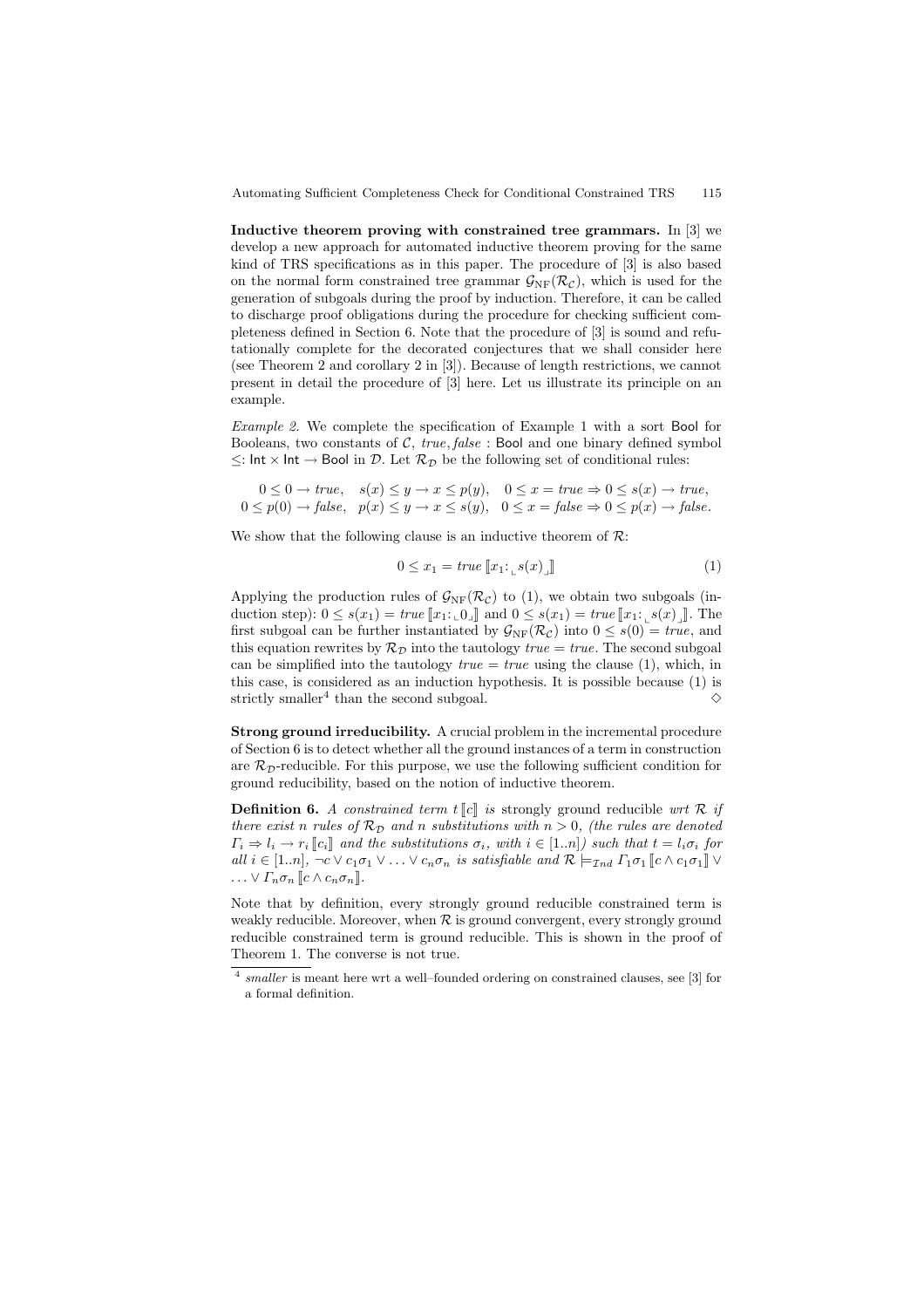**Inductive theorem proving with constrained tree grammars.** In [3] we develop a new approach for automated inductive theorem proving for the same kind of TRS specifications as in this paper. The procedure of [3] is also based on the normal form constrained tree grammar $\mathcal{G}_{\mathrm{NF}}(\mathcal{R}_{\mathcal{C}})$, which is used for the generation of subgoals during the proof by induction. Therefore, it can be called to discharge proof obligations during the procedure for checking sufficient completeness defined in Section 6. Note that the procedure of [3] is sound and refutationally complete for the decorated conjectures that we shall consider here (see Theorem 2 and corollary 2 in [3]). Because of length restrictions, we cannot present in detail the procedure of [3] here. Let us illustrate its principle on an example.

*Example 2.* We complete the specification of Example 1 with a sort Bool for Booleans, two constants of $\mathcal{C}$, $true, false$ : Bool and one binary defined symbol $\leq$: Int $\times$ Int $\rightarrow$ Bool in $\mathcal{D}$. Let $\mathcal{R}_{\mathcal{D}}$ be the following set of conditional rules:

$$\begin{array}{lll} 0 \leq 0 \rightarrow true, & s(x) \leq y \rightarrow x \leq p(y), & 0 \leq x = true \Rightarrow 0 \leq s(x) \rightarrow true, \\ 0 \leq p(0) \rightarrow false, & p(x) \leq y \rightarrow x \leq s(y), & 0 \leq x = false \Rightarrow 0 \leq p(x) \rightarrow false. \end{array}$$

We show that the following clause is an inductive theorem of $\mathcal{R}$:

$$0 \leq x_1 = true\, [\![ x_1 \colon \llcorner s(x) \lrcorner ]\!] \tag{1}$$

Applying the production rules of $\mathcal{G}_{\mathrm{NF}}(\mathcal{R}_{\mathcal{C}})$ to (1), we obtain two subgoals (induction step): $0 \leq s(x_1) = true\, [\![ x_1 \colon \llcorner 0 \lrcorner ]\!]$ and $0 \leq s(x_1) = true\, [\![ x_1 \colon \llcorner s(x) \lrcorner ]\!]$. The first subgoal can be further instantiated by $\mathcal{G}_{\mathrm{NF}}(\mathcal{R}_{\mathcal{C}})$ into $0 \leq s(0) = true$, and this equation rewrites by $\mathcal{R}_{\mathcal{D}}$ into the tautology $true = true$. The second subgoal can be simplified into the tautology $true = true$ using the clause (1), which, in this case, is considered as an induction hypothesis. It is possible because (1) is strictly smaller[4] than the second subgoal. $\diamond$

**Strong ground irreducibility.** A crucial problem in the incremental procedure of Section 6 is to detect whether all the ground instances of a term in construction are $\mathcal{R}_{\mathcal{D}}$-reducible. For this purpose, we use the following sufficient condition for ground reducibility, based on the notion of inductive theorem.

**Definition 6.** *A constrained term $t\, [\![ c ]\!]$ is* strongly ground reducible *wrt $\mathcal{R}$ if there exist $n$ rules of $\mathcal{R}_{\mathcal{D}}$ and $n$ substitutions with $n > 0$, (the rules are denoted $\Gamma_i \Rightarrow l_i \rightarrow r_i\, [\![ c_i ]\!]$ and the substitutions $\sigma_i$, with $i \in [1..n]$) such that $t = l_i\sigma_i$ for all $i \in [1..n]$, $\neg c \vee c_1\sigma_1 \vee \ldots \vee c_n\sigma_n$ is satisfiable and $\mathcal{R} \models_{\mathcal{I}nd} \Gamma_1\sigma_1\, [\![ c \wedge c_1\sigma_1 ]\!] \vee \ldots \vee \Gamma_n\sigma_n\, [\![ c \wedge c_n\sigma_n ]\!]$.*

Note that by definition, every strongly ground reducible constrained term is weakly reducible. Moreover, when $\mathcal{R}$ is ground convergent, every strongly ground reducible constrained term is ground reducible. This is shown in the proof of Theorem 1. The converse is not true.

---

[4] *smaller* is meant here wrt a well–founded ordering on constrained clauses, see [3] for a formal definition.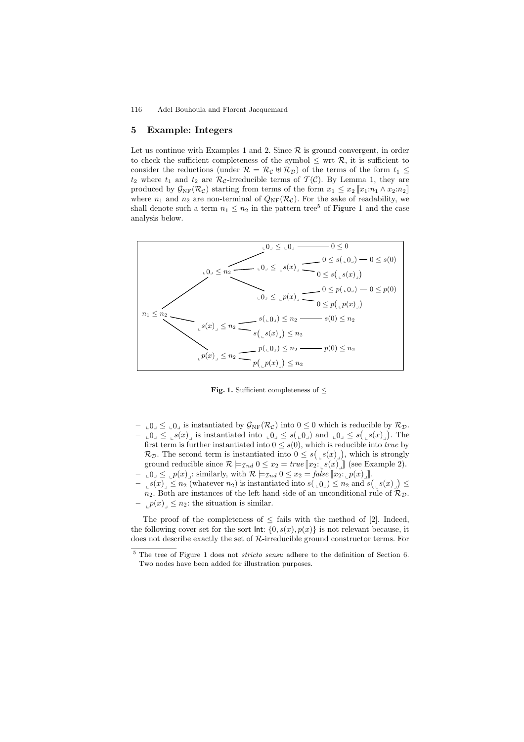## 5 Example: Integers

Let us continue with Examples 1 and 2. Since $\mathcal{R}$ is ground convergent, in order to check the sufficient completeness of the symbol $\leq$ wrt $\mathcal{R}$, it is sufficient to consider the reductions (under $\mathcal{R} = \mathcal{R}_\mathcal{C} \uplus \mathcal{R}_\mathcal{D}$) of the terms of the form $t_1 \leq t_2$ where $t_1$ and $t_2$ are $\mathcal{R}_\mathcal{C}$-irreducible terms of $\mathcal{T}(\mathcal{C})$. By Lemma 1, they are produced by $\mathcal{G}_{\mathrm{NF}}(\mathcal{R}_\mathcal{C})$ starting from terms of the form $x_1 \leq x_2 \, [\![x_1{:}n_1 \wedge x_2{:}n_2]\!]$ where $n_1$ and $n_2$ are non-terminal of $Q_{\mathrm{NF}}(\mathcal{R}_\mathcal{C})$. For the sake of readability, we shall denote such a term $n_1 \leq n_2$ in the pattern tree[5] of Figure 1 and the case analysis below.

$$
\begin{array}{l}
n_1 \leq n_2 \\
\quad \llcorner 0 \lrcorner \leq n_2 \\
\quad\quad \llcorner 0 \lrcorner \leq \llcorner 0 \lrcorner \;\text{—}\; 0 \leq 0 \\
\quad\quad \llcorner 0 \lrcorner \leq \llcorner s(x) \lrcorner \\
\quad\quad\quad 0 \leq s(\llcorner 0 \lrcorner) \;\text{—}\; 0 \leq s(0) \\
\quad\quad\quad 0 \leq s(\llcorner s(x) \lrcorner) \\
\quad\quad \llcorner 0 \lrcorner \leq \llcorner p(x) \lrcorner \\
\quad\quad\quad 0 \leq p(\llcorner 0 \lrcorner) \;\text{—}\; 0 \leq p(0) \\
\quad\quad\quad 0 \leq p(\llcorner p(x) \lrcorner) \\
\quad \llcorner s(x) \lrcorner \leq n_2 \\
\quad\quad s(\llcorner 0 \lrcorner) \leq n_2 \;\text{—}\; s(0) \leq n_2 \\
\quad\quad s(\llcorner s(x) \lrcorner) \leq n_2 \\
\quad \llcorner p(x) \lrcorner \leq n_2 \\
\quad\quad p(\llcorner 0 \lrcorner) \leq n_2 \;\text{—}\; p(0) \leq n_2 \\
\quad\quad p(\llcorner p(x) \lrcorner) \leq n_2
\end{array}
$$

**Fig. 1.** Sufficient completeness of $\leq$

- $\llcorner 0 \lrcorner \leq \llcorner 0 \lrcorner$ is instantiated by $\mathcal{G}_{\mathrm{NF}}(\mathcal{R}_\mathcal{C})$ into $0 \leq 0$ which is reducible by $\mathcal{R}_\mathcal{D}$.
- $\llcorner 0 \lrcorner \leq \llcorner s(x) \lrcorner$ is instantiated into $\llcorner 0 \lrcorner \leq s(\llcorner 0 \lrcorner)$ and $\llcorner 0 \lrcorner \leq s(\llcorner s(x) \lrcorner)$. The first term is further instantiated into $0 \leq s(0)$, which is reducible into *true* by $\mathcal{R}_\mathcal{D}$. The second term is instantiated into $0 \leq s(\llcorner s(x) \lrcorner)$, which is strongly ground reducible since $\mathcal{R} \models_{\mathcal{I}nd} 0 \leq x_2 = \mathit{true} \, [\![x_2{:}\llcorner s(x) \lrcorner]\!]$ (see Example 2).
- $\llcorner 0 \lrcorner \leq \llcorner p(x) \lrcorner$: similarly, with $\mathcal{R} \models_{\mathcal{I}nd} 0 \leq x_2 = \mathit{false} \, [\![x_2{:}\llcorner p(x) \lrcorner]\!]$.
- $\llcorner s(x) \lrcorner \leq n_2$ (whatever $n_2$) is instantiated into $s(\llcorner 0 \lrcorner) \leq n_2$ and $s(\llcorner s(x) \lrcorner) \leq n_2$. Both are instances of the left hand side of an unconditional rule of $\mathcal{R}_\mathcal{D}$.
- $\llcorner p(x) \lrcorner \leq n_2$: the situation is similar.

The proof of the completeness of $\leq$ fails with the method of [2]. Indeed, the following cover set for the sort Int: $\{0, s(x), p(x)\}$ is not relevant because, it does not describe exactly the set of $\mathcal{R}$-irreducible ground constructor terms. For

[5] The tree of Figure 1 does not *stricto sensu* adhere to the definition of Section 6. Two nodes have been added for illustration purposes.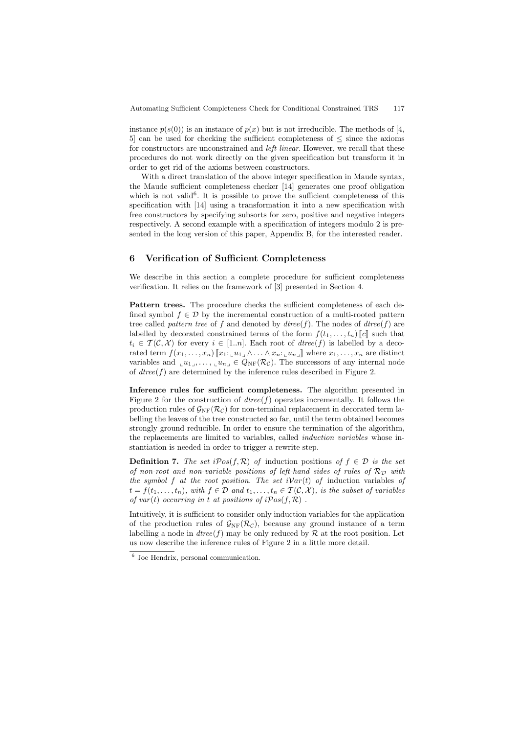instance $p(s(0))$ is an instance of $p(x)$ but is not irreducible. The methods of [4, 5] can be used for checking the sufficient completeness of $\leq$ since the axioms for constructors are unconstrained and *left-linear*. However, we recall that these procedures do not work directly on the given specification but transform it in order to get rid of the axioms between constructors.

With a direct translation of the above integer specification in Maude syntax, the Maude sufficient completeness checker [14] generates one proof obligation which is not valid[6]. It is possible to prove the sufficient completeness of this specification with [14] using a transformation it into a new specification with free constructors by specifying subsorts for zero, positive and negative integers respectively. A second example with a specification of integers modulo 2 is presented in the long version of this paper, Appendix B, for the interested reader.

## 6 Verification of Sufficient Completeness

We describe in this section a complete procedure for sufficient completeness verification. It relies on the framework of [3] presented in Section 4.

**Pattern trees.** The procedure checks the sufficient completeness of each defined symbol $f \in \mathcal{D}$ by the incremental construction of a multi-rooted pattern tree called *pattern tree* of $f$ and denoted by $dtree(f)$. The nodes of $dtree(f)$ are labelled by decorated constrained terms of the form $f(t_1, \ldots, t_n)\,[\![c]\!]$ such that $t_i \in \mathcal{T}(\mathcal{C}, \mathcal{X})$ for every $i \in [1..n]$. Each root of $dtree(f)$ is labelled by a decorated term $f(x_1, \ldots, x_n)\,[\![x_1 \!:\! \llcorner u_1 \lrcorner \wedge \ldots \wedge x_n \!:\! \llcorner u_n \lrcorner]\!]$ where $x_1, \ldots, x_n$ are distinct variables and $\llcorner u_1 \lrcorner, \ldots, \llcorner u_n \lrcorner \in Q_{\mathrm{NF}}(\mathcal{R}_\mathcal{C})$. The successors of any internal node of $dtree(f)$ are determined by the inference rules described in Figure 2.

**Inference rules for sufficient completeness.** The algorithm presented in Figure 2 for the construction of $dtree(f)$ operates incrementally. It follows the production rules of $\mathcal{G}_{\mathrm{NF}}(\mathcal{R}_\mathcal{C})$ for non-terminal replacement in decorated term labelling the leaves of the tree constructed so far, until the term obtained becomes strongly ground reducible. In order to ensure the termination of the algorithm, the replacements are limited to variables, called *induction variables* whose instantiation is needed in order to trigger a rewrite step.

**Definition 7.** *The set $i\mathcal{P}os(f, \mathcal{R})$ of* induction positions *of $f \in \mathcal{D}$ is the set of non-root and non-variable positions of left-hand sides of rules of $\mathcal{R}_\mathcal{D}$ with the symbol $f$ at the root position. The set $i\mathcal{V}ar(t)$ of* induction variables *of $t = f(t_1, \ldots, t_n)$, with $f \in \mathcal{D}$ and $t_1, \ldots, t_n \in \mathcal{T}(\mathcal{C}, \mathcal{X})$, is the subset of variables of $var(t)$ occurring in $t$ at positions of $i\mathcal{P}os(f, \mathcal{R})$ .*

Intuitively, it is sufficient to consider only induction variables for the application of the production rules of $\mathcal{G}_{\mathrm{NF}}(\mathcal{R}_\mathcal{C})$, because any ground instance of a term labelling a node in $dtree(f)$ may be only reduced by $\mathcal{R}$ at the root position. Let us now describe the inference rules of Figure 2 in a little more detail.

[6] Joe Hendrix, personal communication.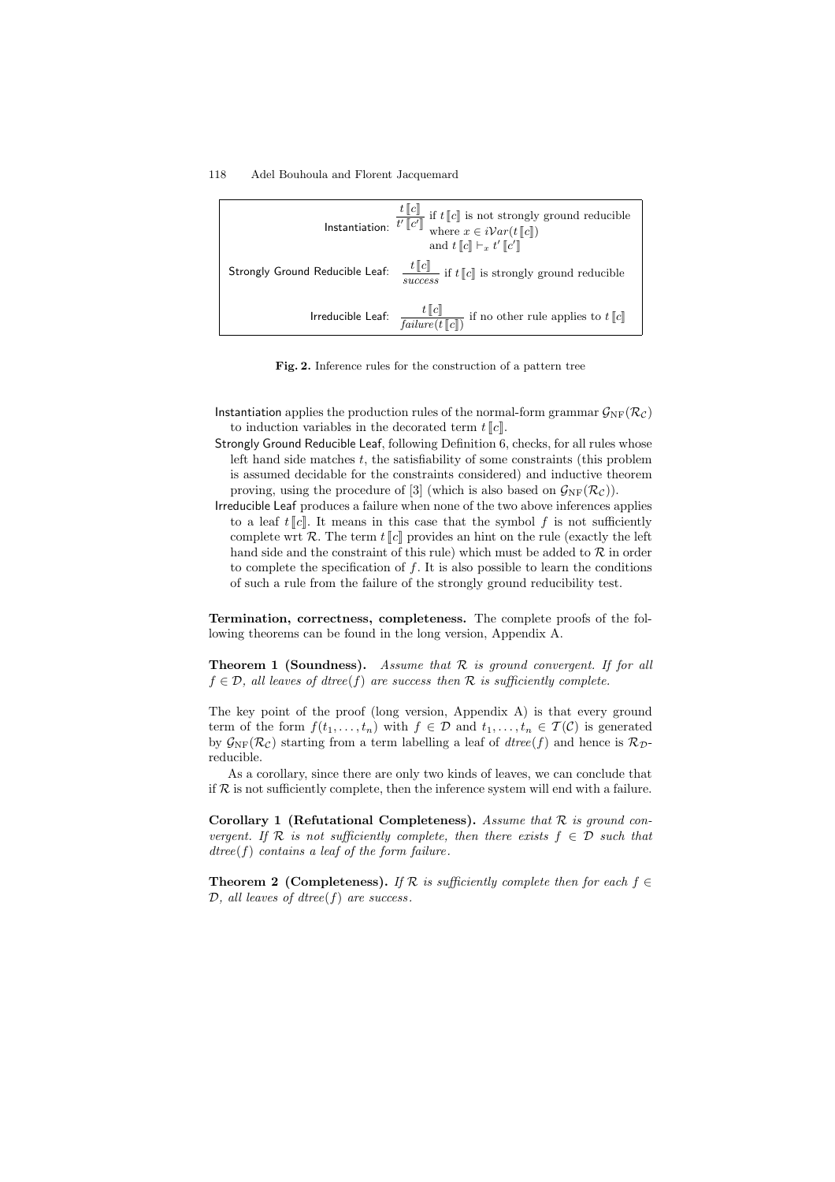| | |
|---|---|
| Instantiation: | $\dfrac{t\llbracket c \rrbracket}{t'\llbracket c' \rrbracket}$ if $t\llbracket c \rrbracket$ is not strongly ground reducible where $x \in i\mathcal{V}ar(t\llbracket c \rrbracket)$ and $t\llbracket c \rrbracket \vdash_x t'\llbracket c' \rrbracket$ |
| Strongly Ground Reducible Leaf: | $\dfrac{t\llbracket c \rrbracket}{success}$ if $t\llbracket c \rrbracket$ is strongly ground reducible |
| Irreducible Leaf: | $\dfrac{t\llbracket c \rrbracket}{failure(t\llbracket c \rrbracket)}$ if no other rule applies to $t\llbracket c \rrbracket$ |

**Fig. 2.** Inference rules for the construction of a pattern tree

- Instantiation applies the production rules of the normal-form grammar $\mathcal{G}_{\mathrm{NF}}(\mathcal{R}_{\mathcal{C}})$ to induction variables in the decorated term $t\llbracket c \rrbracket$.
- Strongly Ground Reducible Leaf, following Definition 6, checks, for all rules whose left hand side matches $t$, the satisfiability of some constraints (this problem is assumed decidable for the constraints considered) and inductive theorem proving, using the procedure of [3] (which is also based on $\mathcal{G}_{\mathrm{NF}}(\mathcal{R}_{\mathcal{C}})$).
- Irreducible Leaf produces a failure when none of the two above inferences applies to a leaf $t\llbracket c \rrbracket$. It means in this case that the symbol $f$ is not sufficiently complete wrt $\mathcal{R}$. The term $t\llbracket c \rrbracket$ provides an hint on the rule (exactly the left hand side and the constraint of this rule) which must be added to $\mathcal{R}$ in order to complete the specification of $f$. It is also possible to learn the conditions of such a rule from the failure of the strongly ground reducibility test.

**Termination, correctness, completeness.** The complete proofs of the following theorems can be found in the long version, Appendix A.

**Theorem 1 (Soundness).** *Assume that $\mathcal{R}$ is ground convergent. If for all $f \in \mathcal{D}$, all leaves of $dtree(f)$ are success then $\mathcal{R}$ is sufficiently complete.*

The key point of the proof (long version, Appendix A) is that every ground term of the form $f(t_1, \ldots, t_n)$ with $f \in \mathcal{D}$ and $t_1, \ldots, t_n \in \mathcal{T}(\mathcal{C})$ is generated by $\mathcal{G}_{\mathrm{NF}}(\mathcal{R}_{\mathcal{C}})$ starting from a term labelling a leaf of $dtree(f)$ and hence is $\mathcal{R}_{\mathcal{D}}$-reducible.

As a corollary, since there are only two kinds of leaves, we can conclude that if $\mathcal{R}$ is not sufficiently complete, then the inference system will end with a failure.

**Corollary 1 (Refutational Completeness).** *Assume that $\mathcal{R}$ is ground convergent. If $\mathcal{R}$ is not sufficiently complete, then there exists $f \in \mathcal{D}$ such that $dtree(f)$ contains a leaf of the form failure.*

**Theorem 2 (Completeness).** *If $\mathcal{R}$ is sufficiently complete then for each $f \in \mathcal{D}$, all leaves of $dtree(f)$ are success.*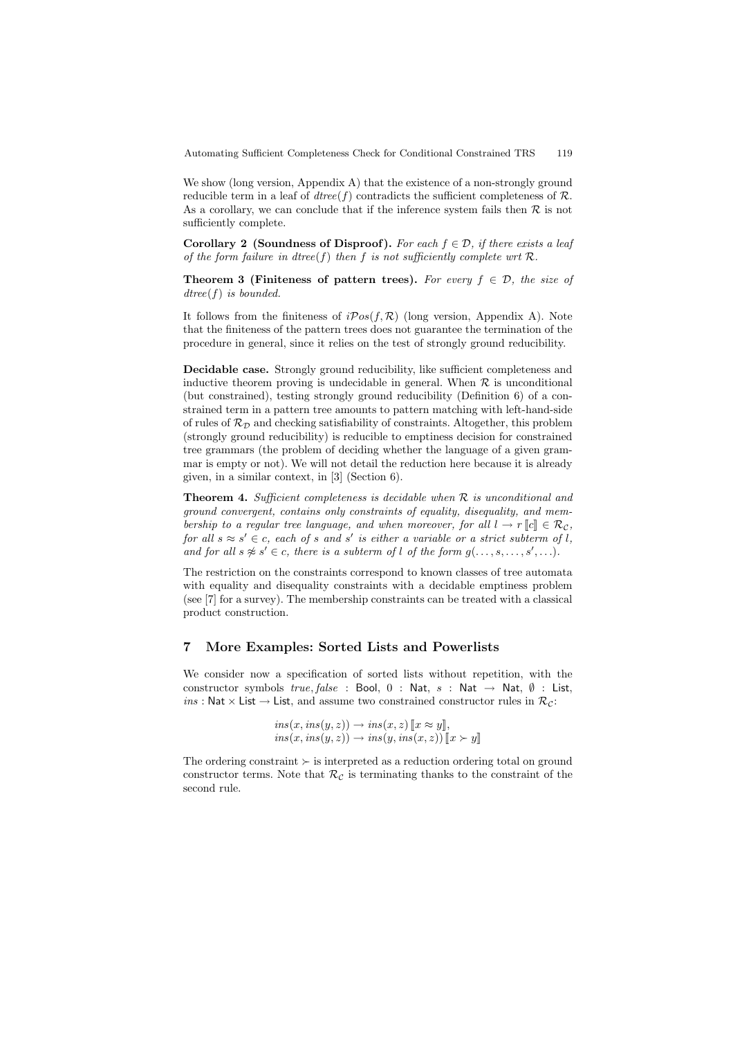We show (long version, Appendix A) that the existence of a non-strongly ground reducible term in a leaf of $dtree(f)$ contradicts the sufficient completeness of $\mathcal{R}$. As a corollary, we can conclude that if the inference system fails then $\mathcal{R}$ is not sufficiently complete.

**Corollary 2 (Soundness of Disproof).** *For each $f \in \mathcal{D}$, if there exists a leaf of the form failure in $dtree(f)$ then $f$ is not sufficiently complete wrt $\mathcal{R}$.*

**Theorem 3 (Finiteness of pattern trees).** *For every $f \in \mathcal{D}$, the size of $dtree(f)$ is bounded.*

It follows from the finiteness of $i\mathcal{P}os(f, \mathcal{R})$ (long version, Appendix A). Note that the finiteness of the pattern trees does not guarantee the termination of the procedure in general, since it relies on the test of strongly ground reducibility.

**Decidable case.** Strongly ground reducibility, like sufficient completeness and inductive theorem proving is undecidable in general. When $\mathcal{R}$ is unconditional (but constrained), testing strongly ground reducibility (Definition 6) of a constrained term in a pattern tree amounts to pattern matching with left-hand-side of rules of $\mathcal{R}_\mathcal{D}$ and checking satisfiability of constraints. Altogether, this problem (strongly ground reducibility) is reducible to emptiness decision for constrained tree grammars (the problem of deciding whether the language of a given grammar is empty or not). We will not detail the reduction here because it is already given, in a similar context, in [3] (Section 6).

**Theorem 4.** *Sufficient completeness is decidable when $\mathcal{R}$ is unconditional and ground convergent, contains only constraints of equality, disequality, and membership to a regular tree language, and when moreover, for all $l \to r \llbracket c \rrbracket \in \mathcal{R}_\mathcal{C}$, for all $s \approx s' \in c$, each of $s$ and $s'$ is either a variable or a strict subterm of $l$, and for all $s \not\approx s' \in c$, there is a subterm of $l$ of the form $g(\ldots, s, \ldots, s', \ldots)$.*

The restriction on the constraints correspond to known classes of tree automata with equality and disequality constraints with a decidable emptiness problem (see [7] for a survey). The membership constraints can be treated with a classical product construction.

## 7 More Examples: Sorted Lists and Powerlists

We consider now a specification of sorted lists without repetition, with the constructor symbols $true, false$ : $\mathsf{Bool}$, $0$ : $\mathsf{Nat}$, $s$ : $\mathsf{Nat} \to \mathsf{Nat}$, $\emptyset$ : $\mathsf{List}$, $ins$ : $\mathsf{Nat} \times \mathsf{List} \to \mathsf{List}$, and assume two constrained constructor rules in $\mathcal{R}_\mathcal{C}$:

$$ins(x, ins(y, z)) \to ins(x, z) \llbracket x \approx y \rrbracket,$$
$$ins(x, ins(y, z)) \to ins(y, ins(x, z)) \llbracket x \succ y \rrbracket$$

The ordering constraint $\succ$ is interpreted as a reduction ordering total on ground constructor terms. Note that $\mathcal{R}_\mathcal{C}$ is terminating thanks to the constraint of the second rule.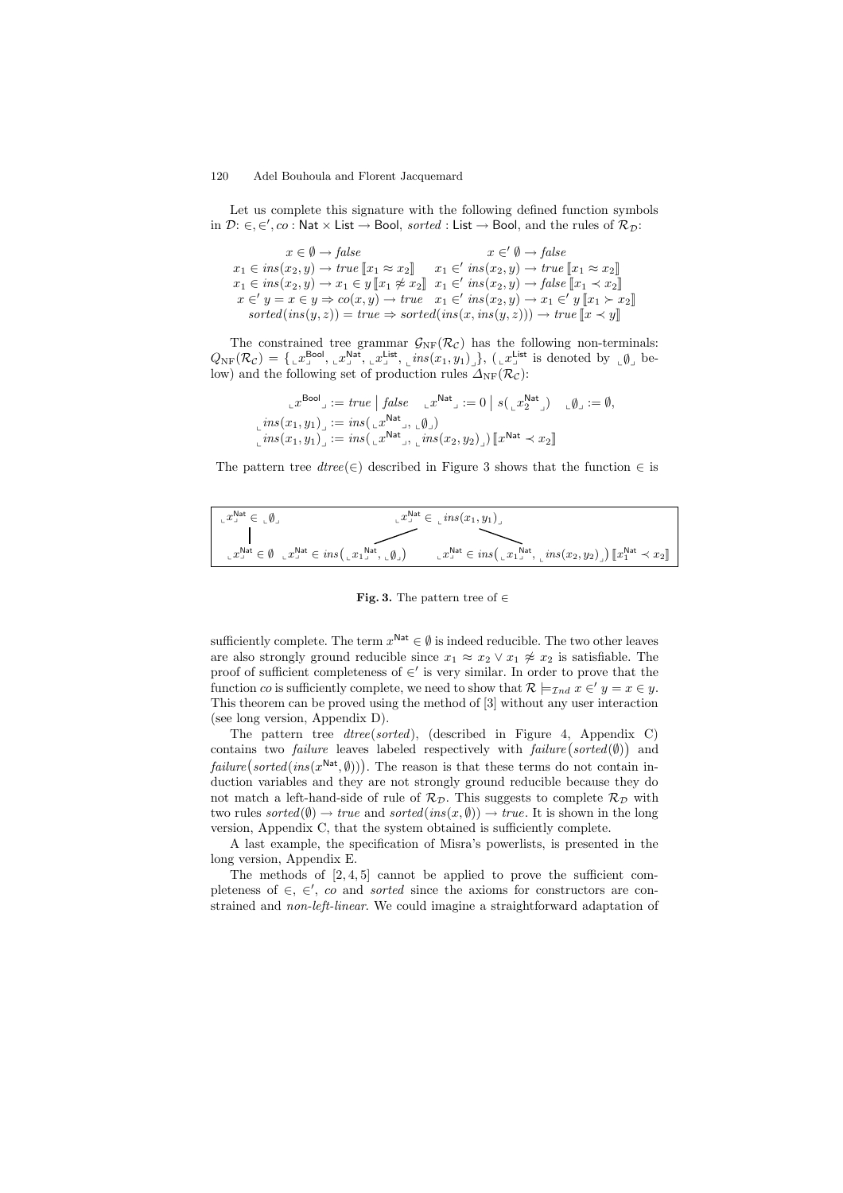Let us complete this signature with the following defined function symbols in $\mathcal{D}$: $\in, \in', co : \mathsf{Nat} \times \mathsf{List} \to \mathsf{Bool}$, $sorted : \mathsf{List} \to \mathsf{Bool}$, and the rules of $\mathcal{R}_\mathcal{D}$:

$$
\begin{array}{ll}
x \in \emptyset \to \mathit{false} & x \in' \emptyset \to \mathit{false} \\
x_1 \in ins(x_2, y) \to \mathit{true}\, [\![x_1 \approx x_2]\!] & x_1 \in' ins(x_2, y) \to \mathit{true}\, [\![x_1 \approx x_2]\!] \\
x_1 \in ins(x_2, y) \to x_1 \in y\, [\![x_1 \not\approx x_2]\!] & x_1 \in' ins(x_2, y) \to \mathit{false}\, [\![x_1 \prec x_2]\!] \\
x \in' y = x \in y \Rightarrow co(x, y) \to \mathit{true} & x_1 \in' ins(x_2, y) \to x_1 \in' y\, [\![x_1 \succ x_2]\!] \\
\multicolumn{2}{c}{sorted(ins(y, z)) = \mathit{true} \Rightarrow sorted(ins(x, ins(y, z))) \to \mathit{true}\, [\![x \prec y]\!]}
\end{array}
$$

The constrained tree grammar $\mathcal{G}_{\mathrm{NF}}(\mathcal{R}_\mathcal{C})$ has the following non-terminals: $Q_{\mathrm{NF}}(\mathcal{R}_\mathcal{C}) = \{ \llcorner x^{\mathsf{Bool}} \lrcorner, \llcorner x^{\mathsf{Nat}} \lrcorner, \llcorner x^{\mathsf{List}} \lrcorner, \llcorner ins(x_1, y_1) \lrcorner \}$, ($\llcorner x^{\mathsf{List}} \lrcorner$ is denoted by $\llcorner \emptyset \lrcorner$ below) and the following set of production rules $\Delta_{\mathrm{NF}}(\mathcal{R}_\mathcal{C})$:

$$
\begin{array}{l}
\llcorner x^{\mathsf{Bool}} \lrcorner := \mathit{true} \mid \mathit{false} \quad \llcorner x^{\mathsf{Nat}} \lrcorner := 0 \mid s(\llcorner x_2^{\mathsf{Nat}} \lrcorner) \quad \llcorner \emptyset \lrcorner := \emptyset, \\
\llcorner ins(x_1, y_1) \lrcorner := ins(\llcorner x^{\mathsf{Nat}} \lrcorner, \llcorner \emptyset \lrcorner) \\
\llcorner ins(x_1, y_1) \lrcorner := ins(\llcorner x^{\mathsf{Nat}} \lrcorner, \llcorner ins(x_2, y_2) \lrcorner)\, [\![x^{\mathsf{Nat}} \prec x_2]\!]
\end{array}
$$

The pattern tree $dtree(\in)$ described in Figure 3 shows that the function $\in$ is

$$
\begin{array}{lll}
\llcorner x^{\mathsf{Nat}} \lrcorner \in \llcorner \emptyset \lrcorner & \multicolumn{2}{c}{\llcorner x^{\mathsf{Nat}} \lrcorner \in \llcorner ins(x_1, y_1) \lrcorner} \\
\llcorner x^{\mathsf{Nat}} \lrcorner \in \emptyset & \llcorner x^{\mathsf{Nat}} \lrcorner \in ins(\llcorner x_1^{\mathsf{Nat}} \lrcorner, \llcorner \emptyset \lrcorner) & \llcorner x^{\mathsf{Nat}} \lrcorner \in ins(\llcorner x_1^{\mathsf{Nat}} \lrcorner, \llcorner ins(x_2, y_2) \lrcorner)\, [\![x_1^{\mathsf{Nat}} \prec x_2]\!]
\end{array}
$$

**Fig. 3.** The pattern tree of $\in$

sufficiently complete. The term $x^{\mathsf{Nat}} \in \emptyset$ is indeed reducible. The two other leaves are also strongly ground reducible since $x_1 \approx x_2 \vee x_1 \not\approx x_2$ is satisfiable. The proof of sufficient completeness of $\in'$ is very similar. In order to prove that the function $co$ is sufficiently complete, we need to show that $\mathcal{R} \models_{\mathcal{I}nd} x \in' y = x \in y$. This theorem can be proved using the method of [3] without any user interaction (see long version, Appendix D).

The pattern tree $dtree(sorted)$, (described in Figure 4, Appendix C) contains two *failure* leaves labeled respectively with $\mathit{failure}(sorted(\emptyset))$ and $\mathit{failure}(sorted(ins(x^{\mathsf{Nat}}, \emptyset)))$. The reason is that these terms do not contain induction variables and they are not strongly ground reducible because they do not match a left-hand-side of rule of $\mathcal{R}_\mathcal{D}$. This suggests to complete $\mathcal{R}_\mathcal{D}$ with two rules $sorted(\emptyset) \to \mathit{true}$ and $sorted(ins(x, \emptyset)) \to \mathit{true}$. It is shown in the long version, Appendix C, that the system obtained is sufficiently complete.

A last example, the specification of Misra's powerlists, is presented in the long version, Appendix E.

The methods of [2, 4, 5] cannot be applied to prove the sufficient completeness of $\in$, $\in'$, $co$ and $sorted$ since the axioms for constructors are constrained and *non-left-linear*. We could imagine a straightforward adaptation of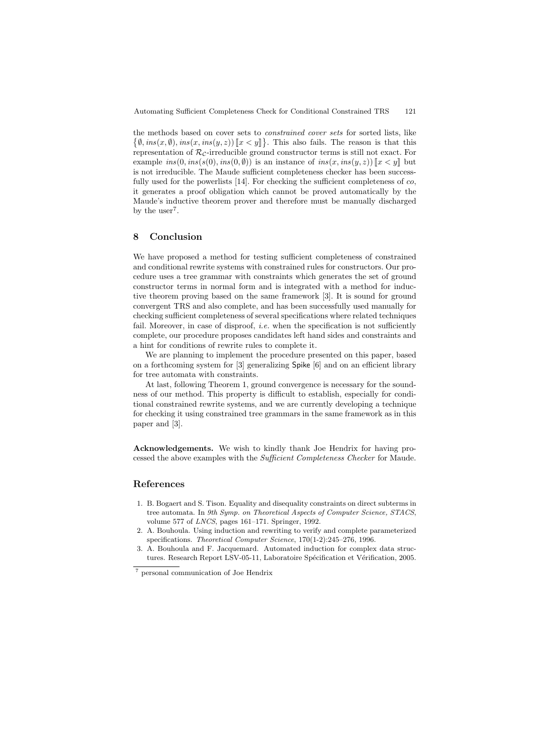the methods based on cover sets to *constrained cover sets* for sorted lists, like $\{\emptyset, ins(x, \emptyset), ins(x, ins(y, z)) [\![x < y]\!]\}$. This also fails. The reason is that this representation of $\mathcal{R}_\mathcal{C}$-irreducible ground constructor terms is still not exact. For example $ins(0, ins(s(0), ins(0, \emptyset))$ is an instance of $ins(x, ins(y, z)) [\![x < y]\!]$ but is not irreducible. The Maude sufficient completeness checker has been successfully used for the powerlists [14]. For checking the sufficient completeness of $co$, it generates a proof obligation which cannot be proved automatically by the Maude's inductive theorem prover and therefore must be manually discharged by the user[7].

## 8 Conclusion

We have proposed a method for testing sufficient completeness of constrained and conditional rewrite systems with constrained rules for constructors. Our procedure uses a tree grammar with constraints which generates the set of ground constructor terms in normal form and is integrated with a method for inductive theorem proving based on the same framework [3]. It is sound for ground convergent TRS and also complete, and has been successfully used manually for checking sufficient completeness of several specifications where related techniques fail. Moreover, in case of disproof, *i.e.* when the specification is not sufficiently complete, our procedure proposes candidates left hand sides and constraints and a hint for conditions of rewrite rules to complete it.

We are planning to implement the procedure presented on this paper, based on a forthcoming system for [3] generalizing Spike [6] and on an efficient library for tree automata with constraints.

At last, following Theorem 1, ground convergence is necessary for the soundness of our method. This property is difficult to establish, especially for conditional constrained rewrite systems, and we are currently developing a technique for checking it using constrained tree grammars in the same framework as in this paper and [3].

**Acknowledgements.** We wish to kindly thank Joe Hendrix for having processed the above examples with the *Sufficient Completeness Checker* for Maude.

## References

1. B. Bogaert and S. Tison. Equality and disequality constraints on direct subterms in tree automata. In *9th Symp. on Theoretical Aspects of Computer Science, STACS*, volume 577 of *LNCS*, pages 161–171. Springer, 1992.
2. A. Bouhoula. Using induction and rewriting to verify and complete parameterized specifications. *Theoretical Computer Science*, 170(1-2):245–276, 1996.
3. A. Bouhoula and F. Jacquemard. Automated induction for complex data structures. Research Report LSV-05-11, Laboratoire Spécification et Vérification, 2005.

[7] personal communication of Joe Hendrix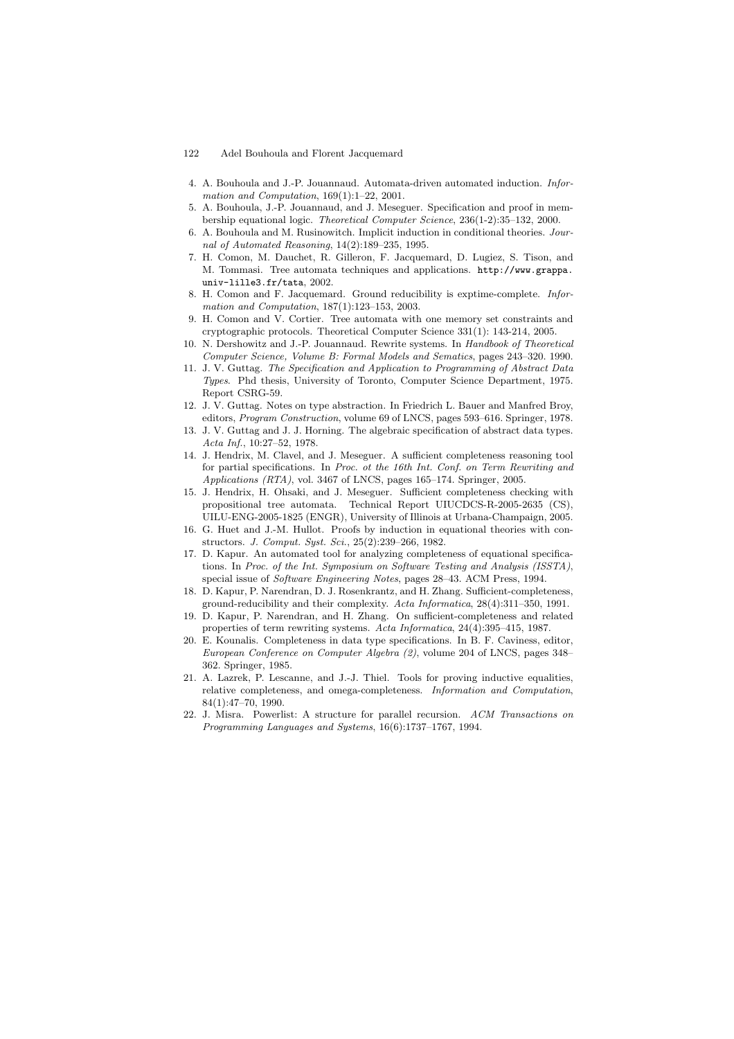4. A. Bouhoula and J.-P. Jouannaud. Automata-driven automated induction. *Information and Computation*, 169(1):1–22, 2001.
5. A. Bouhoula, J.-P. Jouannaud, and J. Meseguer. Specification and proof in membership equational logic. *Theoretical Computer Science*, 236(1-2):35–132, 2000.
6. A. Bouhoula and M. Rusinowitch. Implicit induction in conditional theories. *Journal of Automated Reasoning*, 14(2):189–235, 1995.
7. H. Comon, M. Dauchet, R. Gilleron, F. Jacquemard, D. Lugiez, S. Tison, and M. Tommasi. Tree automata techniques and applications. `http://www.grappa.univ-lille3.fr/tata`, 2002.
8. H. Comon and F. Jacquemard. Ground reducibility is exptime-complete. *Information and Computation*, 187(1):123–153, 2003.
9. H. Comon and V. Cortier. Tree automata with one memory set constraints and cryptographic protocols. Theoretical Computer Science 331(1): 143-214, 2005.
10. N. Dershowitz and J.-P. Jouannaud. Rewrite systems. In *Handbook of Theoretical Computer Science, Volume B: Formal Models and Sematics*, pages 243–320. 1990.
11. J. V. Guttag. *The Specification and Application to Programming of Abstract Data Types*. Phd thesis, University of Toronto, Computer Science Department, 1975. Report CSRG-59.
12. J. V. Guttag. Notes on type abstraction. In Friedrich L. Bauer and Manfred Broy, editors, *Program Construction*, volume 69 of LNCS, pages 593–616. Springer, 1978.
13. J. V. Guttag and J. J. Horning. The algebraic specification of abstract data types. *Acta Inf.*, 10:27–52, 1978.
14. J. Hendrix, M. Clavel, and J. Meseguer. A sufficient completeness reasoning tool for partial specifications. In *Proc. ot the 16th Int. Conf. on Term Rewriting and Applications (RTA)*, vol. 3467 of LNCS, pages 165–174. Springer, 2005.
15. J. Hendrix, H. Ohsaki, and J. Meseguer. Sufficient completeness checking with propositional tree automata. Technical Report UIUCDCS-R-2005-2635 (CS), UILU-ENG-2005-1825 (ENGR), University of Illinois at Urbana-Champaign, 2005.
16. G. Huet and J.-M. Hullot. Proofs by induction in equational theories with constructors. *J. Comput. Syst. Sci.*, 25(2):239–266, 1982.
17. D. Kapur. An automated tool for analyzing completeness of equational specifications. In *Proc. of the Int. Symposium on Software Testing and Analysis (ISSTA)*, special issue of *Software Engineering Notes*, pages 28–43. ACM Press, 1994.
18. D. Kapur, P. Narendran, D. J. Rosenkrantz, and H. Zhang. Sufficient-completeness, ground-reducibility and their complexity. *Acta Informatica*, 28(4):311–350, 1991.
19. D. Kapur, P. Narendran, and H. Zhang. On sufficient-completeness and related properties of term rewriting systems. *Acta Informatica*, 24(4):395–415, 1987.
20. E. Kounalis. Completeness in data type specifications. In B. F. Caviness, editor, *European Conference on Computer Algebra (2)*, volume 204 of LNCS, pages 348–362. Springer, 1985.
21. A. Lazrek, P. Lescanne, and J.-J. Thiel. Tools for proving inductive equalities, relative completeness, and omega-completeness. *Information and Computation*, 84(1):47–70, 1990.
22. J. Misra. Powerlist: A structure for parallel recursion. *ACM Transactions on Programming Languages and Systems*, 16(6):1737–1767, 1994.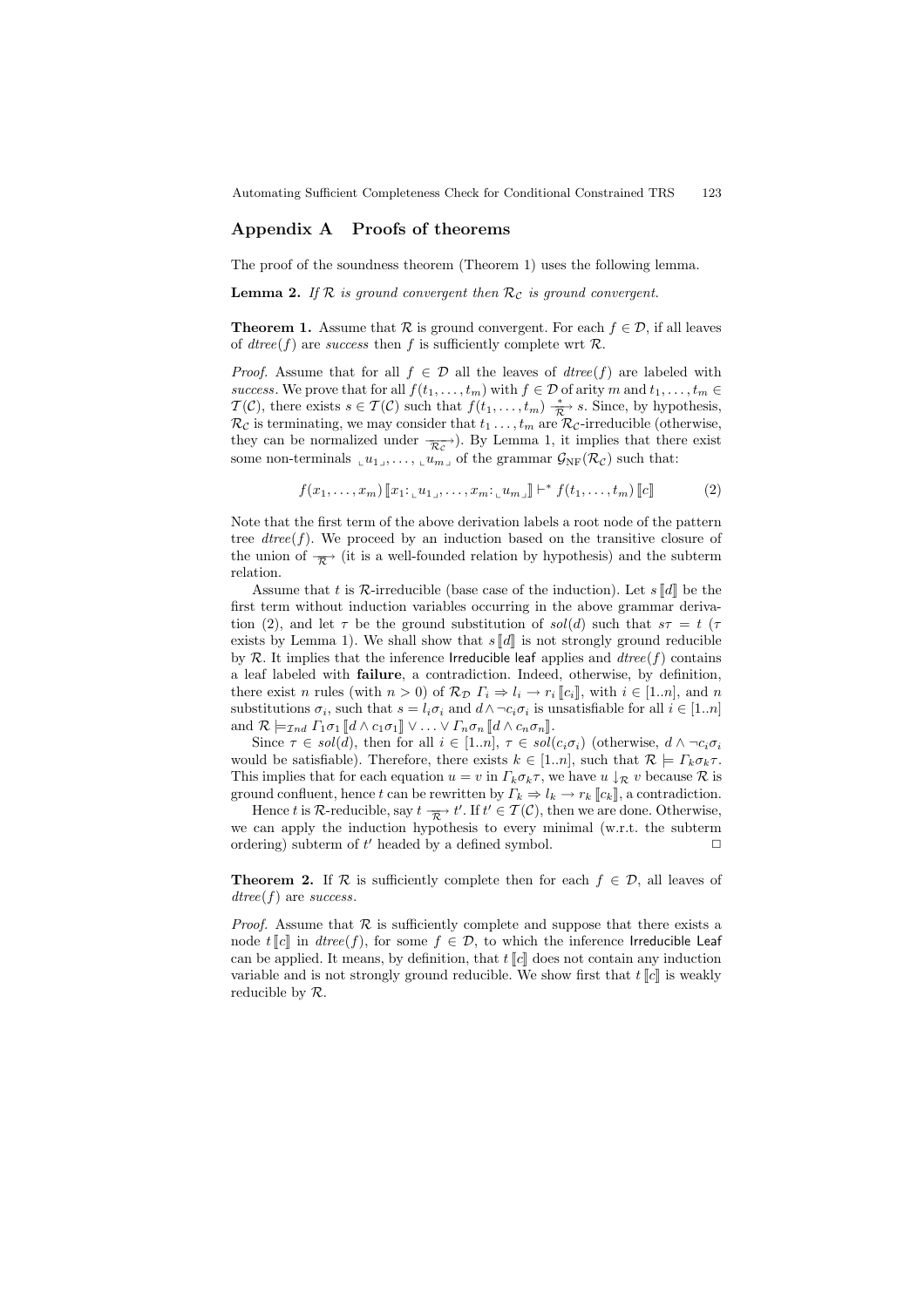## Appendix A Proofs of theorems

The proof of the soundness theorem (Theorem 1) uses the following lemma.

**Lemma 2.** *If $\mathcal{R}$ is ground convergent then $\mathcal{R}_\mathcal{C}$ is ground convergent.*

**Theorem 1.** Assume that $\mathcal{R}$ is ground convergent. For each $f \in \mathcal{D}$, if all leaves of $dtree(f)$ are *success* then $f$ is sufficiently complete wrt $\mathcal{R}$.

*Proof.* Assume that for all $f \in \mathcal{D}$ all the leaves of $dtree(f)$ are labeled with *success*. We prove that for all $f(t_1, \ldots, t_m)$ with $f \in \mathcal{D}$ of arity $m$ and $t_1, \ldots, t_m \in \mathcal{T}(\mathcal{C})$, there exists $s \in \mathcal{T}(\mathcal{C})$ such that $f(t_1, \ldots, t_m) \xrightarrow[\mathcal{R}]{*} s$. Since, by hypothesis, $\mathcal{R}_\mathcal{C}$ is terminating, we may consider that $t_1 \ldots, t_m$ are $\mathcal{R}_\mathcal{C}$-irreducible (otherwise, they can be normalized under $\xrightarrow[\mathcal{R}_\mathcal{C}]{}$). By Lemma 1, it implies that there exist some non-terminals $\llcorner u_1 \lrcorner, \ldots, \llcorner u_m \lrcorner$ of the grammar $\mathcal{G}_{\mathrm{NF}}(\mathcal{R}_\mathcal{C})$ such that:

$$f(x_1, \ldots, x_m)\,[\![x_1 \colon \llcorner u_1 \lrcorner, \ldots, x_m \colon \llcorner u_m \lrcorner]\!] \vdash^* f(t_1, \ldots, t_m)\,[\![c]\!] \qquad (2)$$

Note that the first term of the above derivation labels a root node of the pattern tree $dtree(f)$. We proceed by an induction based on the transitive closure of the union of $\xrightarrow[\mathcal{R}]{}$ (it is a well-founded relation by hypothesis) and the subterm relation.

Assume that $t$ is $\mathcal{R}$-irreducible (base case of the induction). Let $s\,[\![d]\!]$ be the first term without induction variables occurring in the above grammar derivation (2), and let $\tau$ be the ground substitution of $sol(d)$ such that $s\tau = t$ ($\tau$ exists by Lemma 1). We shall show that $s\,[\![d]\!]$ is not strongly ground reducible by $\mathcal{R}$. It implies that the inference Irreducible leaf applies and $dtree(f)$ contains a leaf labeled with **failure**, a contradiction. Indeed, otherwise, by definition, there exist $n$ rules (with $n > 0$) of $\mathcal{R}_\mathcal{D}$ $\Gamma_i \Rightarrow l_i \rightarrow r_i\,[\![c_i]\!]$, with $i \in [1..n]$, and $n$ substitutions $\sigma_i$, such that $s = l_i\sigma_i$ and $d \wedge \neg c_i\sigma_i$ is unsatisfiable for all $i \in [1..n]$ and $\mathcal{R} \models_{\mathcal{I}nd} \Gamma_1\sigma_1\,[\![d \wedge c_1\sigma_1]\!] \vee \ldots \vee \Gamma_n\sigma_n\,[\![d \wedge c_n\sigma_n]\!]$.

Since $\tau \in sol(d)$, then for all $i \in [1..n]$, $\tau \in sol(c_i\sigma_i)$ (otherwise, $d \wedge \neg c_i\sigma_i$ would be satisfiable). Therefore, there exists $k \in [1..n]$, such that $\mathcal{R} \models \Gamma_k\sigma_k\tau$. This implies that for each equation $u = v$ in $\Gamma_k\sigma_k\tau$, we have $u \downarrow_\mathcal{R} v$ because $\mathcal{R}$ is ground confluent, hence $t$ can be rewritten by $\Gamma_k \Rightarrow l_k \rightarrow r_k\,[\![c_k]\!]$, a contradiction.

Hence $t$ is $\mathcal{R}$-reducible, say $t \xrightarrow[\mathcal{R}]{} t'$. If $t' \in \mathcal{T}(\mathcal{C})$, then we are done. Otherwise, we can apply the induction hypothesis to every minimal (w.r.t. the subterm ordering) subterm of $t'$ headed by a defined symbol. □

**Theorem 2.** If $\mathcal{R}$ is sufficiently complete then for each $f \in \mathcal{D}$, all leaves of $dtree(f)$ are *success*.

*Proof.* Assume that $\mathcal{R}$ is sufficiently complete and suppose that there exists a node $t\,[\![c]\!]$ in $dtree(f)$, for some $f \in \mathcal{D}$, to which the inference Irreducible Leaf can be applied. It means, by definition, that $t\,[\![c]\!]$ does not contain any induction variable and is not strongly ground reducible. We show first that $t\,[\![c]\!]$ is weakly reducible by $\mathcal{R}$.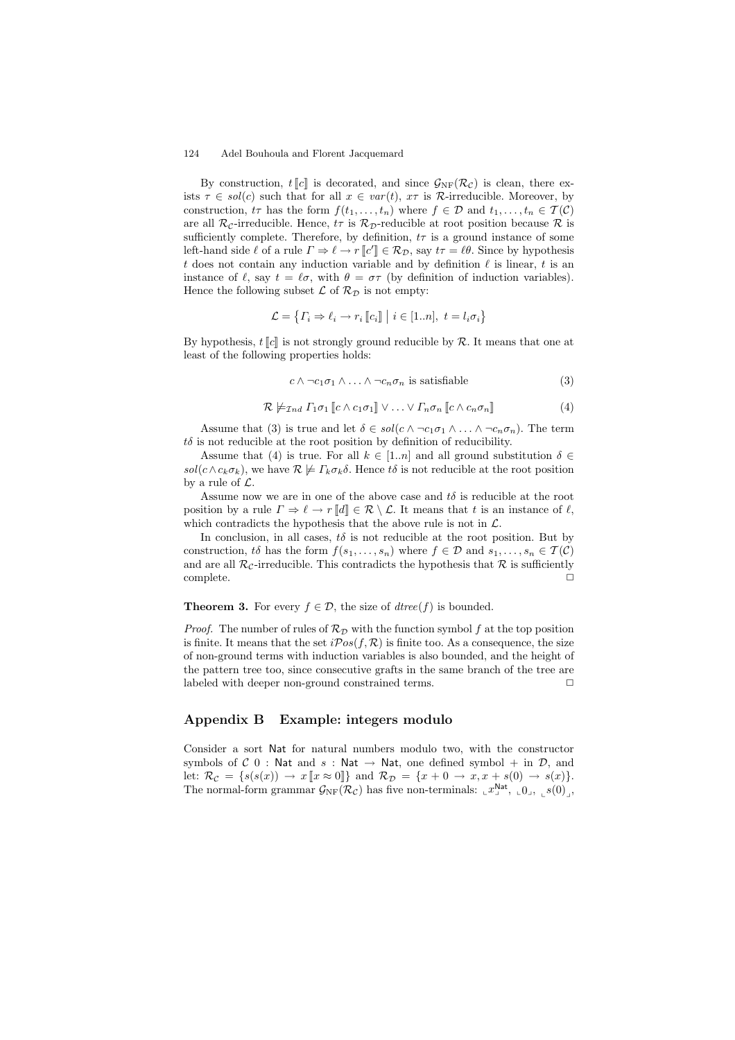By construction, $t\llbracket c \rrbracket$ is decorated, and since $\mathcal{G}_{\mathrm{NF}}(\mathcal{R}_\mathcal{C})$ is clean, there exists $\tau \in sol(c)$ such that for all $x \in var(t)$, $x\tau$ is $\mathcal{R}$-irreducible. Moreover, by construction, $t\tau$ has the form $f(t_1, \ldots, t_n)$ where $f \in \mathcal{D}$ and $t_1, \ldots, t_n \in \mathcal{T}(\mathcal{C})$ are all $\mathcal{R}_\mathcal{C}$-irreducible. Hence, $t\tau$ is $\mathcal{R}_\mathcal{D}$-reducible at root position because $\mathcal{R}$ is sufficiently complete. Therefore, by definition, $t\tau$ is a ground instance of some left-hand side $\ell$ of a rule $\Gamma \Rightarrow \ell \to r\llbracket c' \rrbracket \in \mathcal{R}_\mathcal{D}$, say $t\tau = \ell\theta$. Since by hypothesis $t$ does not contain any induction variable and by definition $\ell$ is linear, $t$ is an instance of $\ell$, say $t = \ell\sigma$, with $\theta = \sigma\tau$ (by definition of induction variables). Hence the following subset $\mathcal{L}$ of $\mathcal{R}_\mathcal{D}$ is not empty:

$$\mathcal{L} = \left\{ \Gamma_i \Rightarrow \ell_i \to r_i \llbracket c_i \rrbracket \;\middle|\; i \in [1..n],\ t = l_i\sigma_i \right\}$$

By hypothesis, $t\llbracket c \rrbracket$ is not strongly ground reducible by $\mathcal{R}$. It means that one at least of the following properties holds:

$$c \wedge \neg c_1\sigma_1 \wedge \ldots \wedge \neg c_n\sigma_n \text{ is satisfiable} \tag{3}$$

$$\mathcal{R} \not\models_{\mathcal{I}nd} \Gamma_1\sigma_1 \llbracket c \wedge c_1\sigma_1 \rrbracket \vee \ldots \vee \Gamma_n\sigma_n \llbracket c \wedge c_n\sigma_n \rrbracket \tag{4}$$

Assume that (3) is true and let $\delta \in sol(c \wedge \neg c_1\sigma_1 \wedge \ldots \wedge \neg c_n\sigma_n)$. The term $t\delta$ is not reducible at the root position by definition of reducibility.

Assume that (4) is true. For all $k \in [1..n]$ and all ground substitution $\delta \in sol(c \wedge c_k\sigma_k)$, we have $\mathcal{R} \not\models \Gamma_k\sigma_k\delta$. Hence $t\delta$ is not reducible at the root position by a rule of $\mathcal{L}$.

Assume now we are in one of the above case and $t\delta$ is reducible at the root position by a rule $\Gamma \Rightarrow \ell \to r\llbracket d \rrbracket \in \mathcal{R} \setminus \mathcal{L}$. It means that $t$ is an instance of $\ell$, which contradicts the hypothesis that the above rule is not in $\mathcal{L}$.

In conclusion, in all cases, $t\delta$ is not reducible at the root position. But by construction, $t\delta$ has the form $f(s_1, \ldots, s_n)$ where $f \in \mathcal{D}$ and $s_1, \ldots, s_n \in \mathcal{T}(\mathcal{C})$ and are all $\mathcal{R}_\mathcal{C}$-irreducible. This contradicts the hypothesis that $\mathcal{R}$ is sufficiently complete. □

**Theorem 3.** For every $f \in \mathcal{D}$, the size of $dtree(f)$ is bounded.

*Proof.* The number of rules of $\mathcal{R}_\mathcal{D}$ with the function symbol $f$ at the top position is finite. It means that the set $i\mathcal{P}os(f, \mathcal{R})$ is finite too. As a consequence, the size of non-ground terms with induction variables is also bounded, and the height of the pattern tree too, since consecutive grafts in the same branch of the tree are labeled with deeper non-ground constrained terms. □

## Appendix B Example: integers modulo

Consider a sort $\mathsf{Nat}$ for natural numbers modulo two, with the constructor symbols of $\mathcal{C}$ $0 : \mathsf{Nat}$ and $s : \mathsf{Nat} \to \mathsf{Nat}$, one defined symbol $+$ in $\mathcal{D}$, and let: $\mathcal{R}_\mathcal{C} = \{s(s(x)) \to x\llbracket x \approx 0 \rrbracket\}$ and $\mathcal{R}_\mathcal{D} = \{x + 0 \to x, x + s(0) \to s(x)\}$. The normal-form grammar $\mathcal{G}_{\mathrm{NF}}(\mathcal{R}_\mathcal{C})$ has five non-terminals: $\llcorner x^{\mathsf{Nat}} \lrcorner$, $\llcorner 0 \lrcorner$, $\llcorner s(0) \lrcorner$,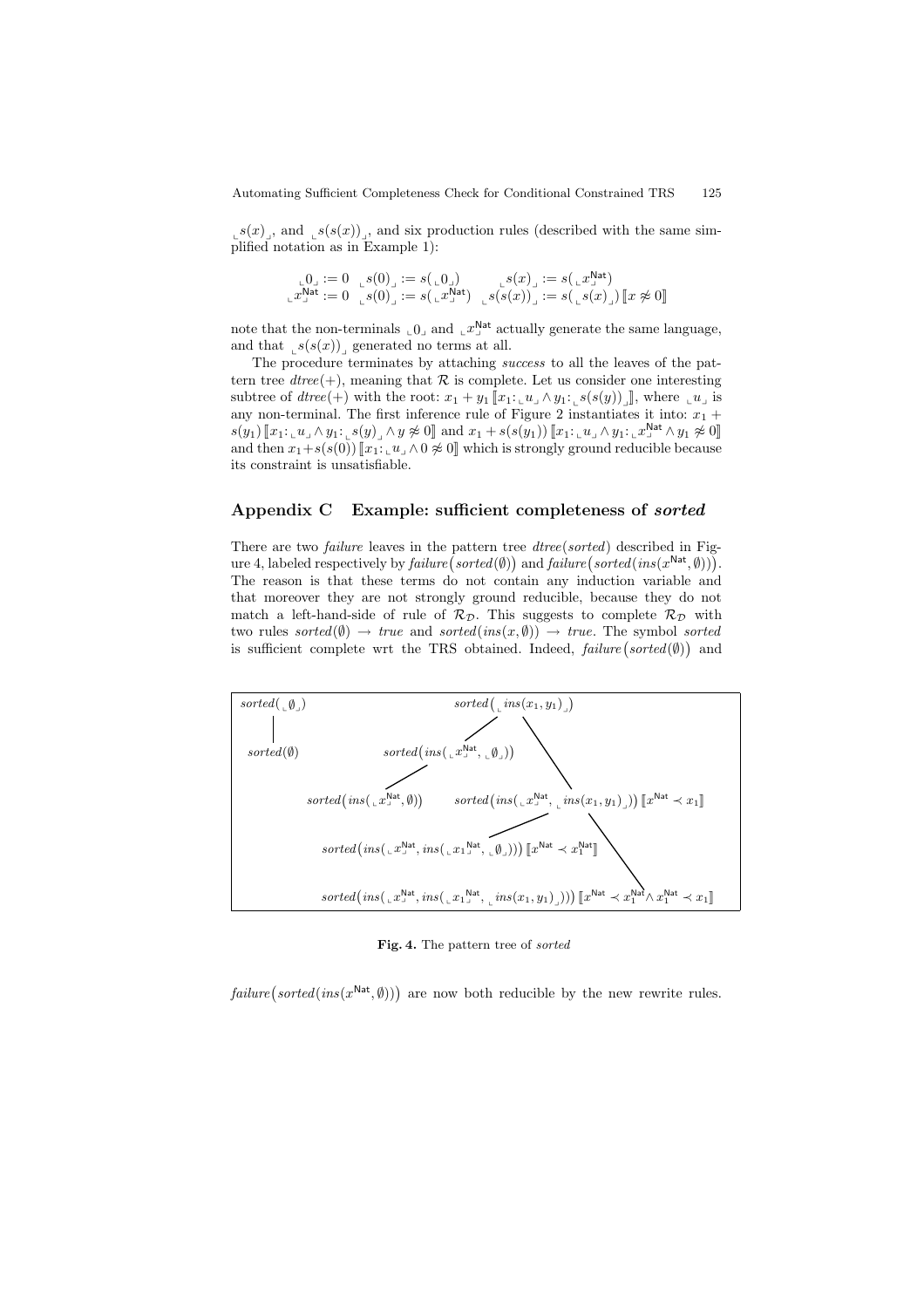$\llcorner s(x) \lrcorner$, and $\llcorner s(s(x)) \lrcorner$, and six production rules (described with the same simplified notation as in Example 1):

$$\begin{array}{lll} \llcorner 0 \lrcorner := 0 & \llcorner s(0) \lrcorner := s(\llcorner 0 \lrcorner) & \llcorner s(x) \lrcorner := s(\llcorner x^{\mathsf{Nat}} \lrcorner) \\ \llcorner x^{\mathsf{Nat}} \lrcorner := 0 & \llcorner s(0) \lrcorner := s(\llcorner x^{\mathsf{Nat}} \lrcorner) & \llcorner s(s(x)) \lrcorner := s(\llcorner s(x) \lrcorner) \, [\![ x \not\approx 0 ]\!] \end{array}$$

note that the non-terminals $\llcorner 0 \lrcorner$ and $\llcorner x^{\mathsf{Nat}} \lrcorner$ actually generate the same language, and that $\llcorner s(s(x)) \lrcorner$ generated no terms at all.

The procedure terminates by attaching *success* to all the leaves of the pattern tree $dtree(+)$, meaning that $\mathcal{R}$ is complete. Let us consider one interesting subtree of $dtree(+)$ with the root: $x_1 + y_1 \, [\![ x_1 {:} \llcorner u \lrcorner \wedge y_1 {:} \llcorner s(s(y)) \lrcorner ]\!]$, where $\llcorner u \lrcorner$ is any non-terminal. The first inference rule of Figure 2 instantiates it into: $x_1 + s(y_1) \, [\![ x_1 {:} \llcorner u \lrcorner \wedge y_1 {:} \llcorner s(y) \lrcorner \wedge y \not\approx 0 ]\!]$ and $x_1 + s(s(y_1)) \, [\![ x_1 {:} \llcorner u \lrcorner \wedge y_1 {:} \llcorner x^{\mathsf{Nat}} \lrcorner \wedge y_1 \not\approx 0 ]\!]$ and then $x_1 + s(s(0)) \, [\![ x_1 {:} \llcorner u \lrcorner \wedge 0 \not\approx 0 ]\!]$ which is strongly ground reducible because its constraint is unsatisfiable.

## Appendix C Example: sufficient completeness of *sorted*

There are two *failure* leaves in the pattern tree $dtree(sorted)$ described in Figure 4, labeled respectively by $failure\big(sorted(\emptyset)\big)$ and $failure\big(sorted(ins(x^{\mathsf{Nat}}, \emptyset))\big)$. The reason is that these terms do not contain any induction variable and that moreover they are not strongly ground reducible, because they do not match a left-hand-side of rule of $\mathcal{R}_{\mathcal{D}}$. This suggests to complete $\mathcal{R}_{\mathcal{D}}$ with two rules $sorted(\emptyset) \rightarrow true$ and $sorted(ins(x, \emptyset)) \rightarrow true$. The symbol *sorted* is sufficient complete wrt the TRS obtained. Indeed, $failure\big(sorted(\emptyset)\big)$ and

$$sorted(\llcorner \emptyset \lrcorner) \;\longrightarrow\; sorted(\emptyset)$$

$$sorted\big(\llcorner ins(x_1, y_1) \lrcorner\big) \;\longrightarrow\; sorted\big(ins(\llcorner x^{\mathsf{Nat}} \lrcorner, \llcorner \emptyset \lrcorner)\big), \quad sorted\big(ins(\llcorner x^{\mathsf{Nat}} \lrcorner, \llcorner ins(x_1, y_1) \lrcorner)\big) \, [\![ x^{\mathsf{Nat}} \prec x_1 ]\!]$$

$$sorted\big(ins(\llcorner x^{\mathsf{Nat}} \lrcorner, \llcorner \emptyset \lrcorner)\big) \;\longrightarrow\; sorted\big(ins(\llcorner x^{\mathsf{Nat}} \lrcorner, \emptyset)\big)$$

$$sorted\big(ins(\llcorner x^{\mathsf{Nat}} \lrcorner, \llcorner ins(x_1, y_1) \lrcorner)\big) \, [\![ x^{\mathsf{Nat}} \prec x_1 ]\!] \;\longrightarrow\; sorted\big(ins(\llcorner x^{\mathsf{Nat}} \lrcorner, ins(\llcorner x_1{}^{\mathsf{Nat}} \lrcorner, \llcorner \emptyset \lrcorner))\big) \, [\![ x^{\mathsf{Nat}} \prec x_1^{\mathsf{Nat}} ]\!],$$
$$sorted\big(ins(\llcorner x^{\mathsf{Nat}} \lrcorner, ins(\llcorner x_1{}^{\mathsf{Nat}} \lrcorner, \llcorner ins(x_1, y_1) \lrcorner))\big) \, [\![ x^{\mathsf{Nat}} \prec x_1^{\mathsf{Nat}} \wedge x_1^{\mathsf{Nat}} \prec x_1 ]\!]$$

**Fig. 4.** The pattern tree of *sorted*

$failure\big(sorted(ins(x^{\mathsf{Nat}}, \emptyset))\big)$ are now both reducible by the new rewrite rules.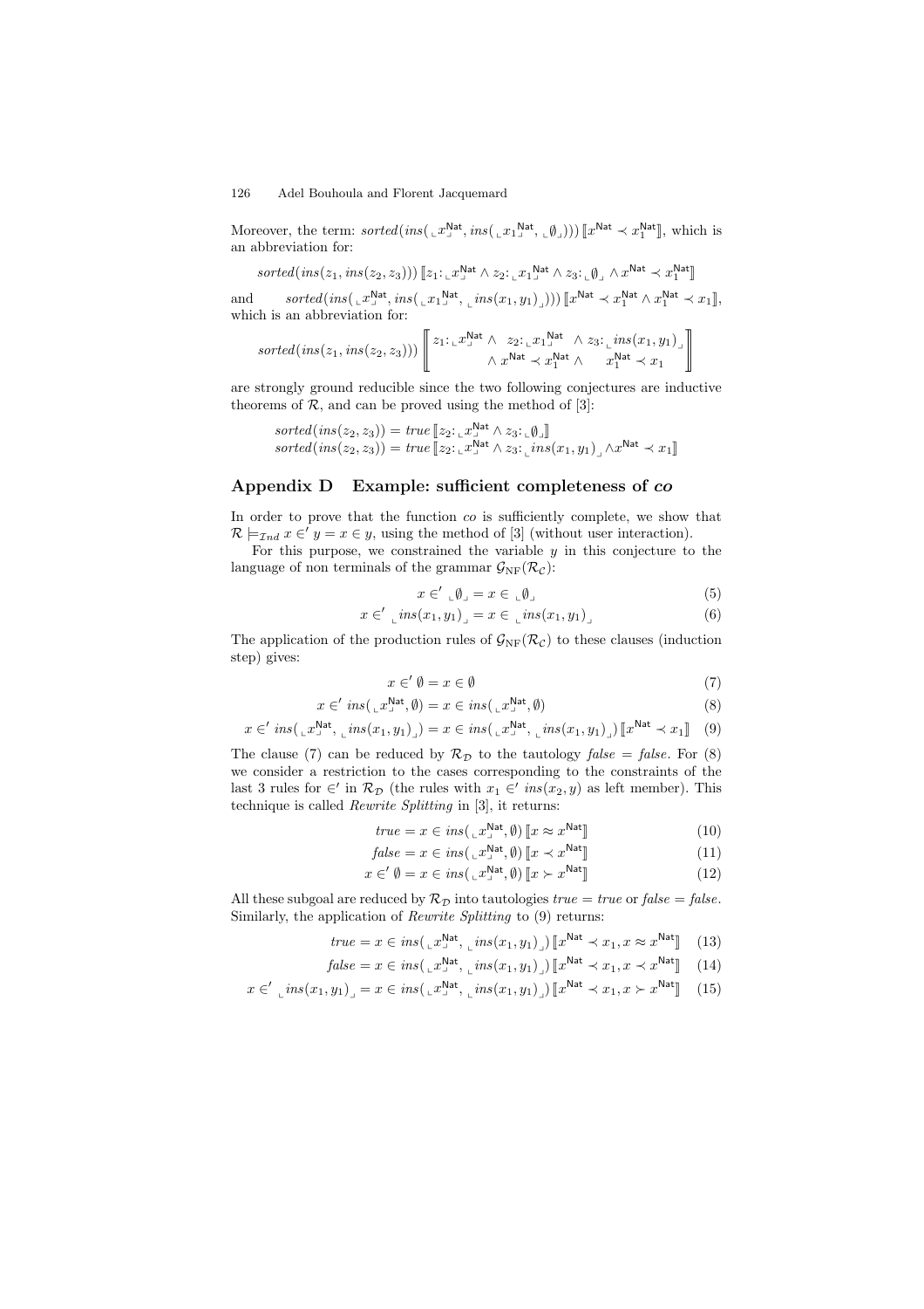Moreover, the term: $sorted(ins(\llcorner x^{\mathsf{Nat}}_{\lrcorner}, ins(\llcorner x_1{}^{\mathsf{Nat}}_{\lrcorner}, \llcorner\emptyset_{\lrcorner})))\,[\![x^{\mathsf{Nat}} \prec x_1^{\mathsf{Nat}}]\!]$, which is an abbreviation for:

$$sorted(ins(z_1, ins(z_2, z_3)))\,[\![z_1{:}\,\llcorner x^{\mathsf{Nat}}_{\lrcorner} \wedge z_2{:}\,\llcorner x_1{}^{\mathsf{Nat}}_{\lrcorner} \wedge z_3{:}\,\llcorner\emptyset_{\lrcorner} \wedge x^{\mathsf{Nat}} \prec x_1^{\mathsf{Nat}}]\!]$$

and $sorted(ins(\llcorner x^{\mathsf{Nat}}_{\lrcorner}, ins(\llcorner x_1{}^{\mathsf{Nat}}_{\lrcorner}, \llcorner ins(x_1, y_1)_{\lrcorner})))\,[\![x^{\mathsf{Nat}} \prec x_1^{\mathsf{Nat}} \wedge x_1^{\mathsf{Nat}} \prec x_1]\!]$, which is an abbreviation for:

$$sorted(ins(z_1, ins(z_2, z_3)))\left[\!\!\left[\begin{array}{c} z_1{:}\,\llcorner x^{\mathsf{Nat}}_{\lrcorner} \wedge \; z_2{:}\,\llcorner x_1{}^{\mathsf{Nat}}_{\lrcorner} \; \wedge z_3{:}\,\llcorner ins(x_1, y_1)_{\lrcorner} \\ \wedge\, x^{\mathsf{Nat}} \prec x_1^{\mathsf{Nat}} \wedge \quad x_1^{\mathsf{Nat}} \prec x_1 \end{array}\right]\!\!\right]$$

are strongly ground reducible since the two following conjectures are inductive theorems of $\mathcal{R}$, and can be proved using the method of [3]:

$$sorted(ins(z_2, z_3)) = true\,[\![z_2{:}\,\llcorner x^{\mathsf{Nat}}_{\lrcorner} \wedge z_3{:}\,\llcorner\emptyset_{\lrcorner}]\!]$$
$$sorted(ins(z_2, z_3)) = true\,[\![z_2{:}\,\llcorner x^{\mathsf{Nat}}_{\lrcorner} \wedge z_3{:}\,\llcorner ins(x_1, y_1)_{\lrcorner} \wedge x^{\mathsf{Nat}} \prec x_1]\!]$$

## Appendix D Example: sufficient completeness of *co*

In order to prove that the function *co* is sufficiently complete, we show that $\mathcal{R} \models_{\mathcal{I}nd} x \in' y = x \in y$, using the method of [3] (without user interaction).

For this purpose, we constrained the variable $y$ in this conjecture to the language of non terminals of the grammar $\mathcal{G}_{\mathrm{NF}}(\mathcal{R}_{\mathcal{C}})$:

$$x \in' \llcorner\emptyset_{\lrcorner} = x \in \llcorner\emptyset_{\lrcorner} \tag{5}$$

$$x \in' \llcorner ins(x_1, y_1)_{\lrcorner} = x \in \llcorner ins(x_1, y_1)_{\lrcorner} \tag{6}$$

The application of the production rules of $\mathcal{G}_{\mathrm{NF}}(\mathcal{R}_{\mathcal{C}})$ to these clauses (induction step) gives:

$$x \in' \emptyset = x \in \emptyset \tag{7}$$

$$x \in' ins(\llcorner x^{\mathsf{Nat}}_{\lrcorner}, \emptyset) = x \in ins(\llcorner x^{\mathsf{Nat}}_{\lrcorner}, \emptyset) \tag{8}$$

$$x \in' ins(\llcorner x^{\mathsf{Nat}}_{\lrcorner}, \llcorner ins(x_1, y_1)_{\lrcorner}) = x \in ins(\llcorner x^{\mathsf{Nat}}_{\lrcorner}, \llcorner ins(x_1, y_1)_{\lrcorner})\,[\![x^{\mathsf{Nat}} \prec x_1]\!] \tag{9}$$

The clause (7) can be reduced by $\mathcal{R}_{\mathcal{D}}$ to the tautology $false = false$. For (8) we consider a restriction to the cases corresponding to the constraints of the last 3 rules for $\in'$ in $\mathcal{R}_{\mathcal{D}}$ (the rules with $x_1 \in' ins(x_2, y)$ as left member). This technique is called *Rewrite Splitting* in [3], it returns:

$$true = x \in ins(\llcorner x^{\mathsf{Nat}}_{\lrcorner}, \emptyset)\,[\![x \approx x^{\mathsf{Nat}}]\!] \tag{10}$$

$$false = x \in ins(\llcorner x^{\mathsf{Nat}}_{\lrcorner}, \emptyset)\,[\![x \prec x^{\mathsf{Nat}}]\!] \tag{11}$$

$$x \in' \emptyset = x \in ins(\llcorner x^{\mathsf{Nat}}_{\lrcorner}, \emptyset)\,[\![x \succ x^{\mathsf{Nat}}]\!] \tag{12}$$

All these subgoal are reduced by $\mathcal{R}_{\mathcal{D}}$ into tautologies $true = true$ or $false = false$. Similarly, the application of *Rewrite Splitting* to (9) returns:

$$true = x \in ins(\llcorner x^{\mathsf{Nat}}_{\lrcorner}, \llcorner ins(x_1, y_1)_{\lrcorner})\,[\![x^{\mathsf{Nat}} \prec x_1, x \approx x^{\mathsf{Nat}}]\!] \tag{13}$$

$$false = x \in ins(\llcorner x^{\mathsf{Nat}}_{\lrcorner}, \llcorner ins(x_1, y_1)_{\lrcorner})\,[\![x^{\mathsf{Nat}} \prec x_1, x \prec x^{\mathsf{Nat}}]\!] \tag{14}$$

$$x \in' \llcorner ins(x_1, y_1)_{\lrcorner} = x \in ins(\llcorner x^{\mathsf{Nat}}_{\lrcorner}, \llcorner ins(x_1, y_1)_{\lrcorner})\,[\![x^{\mathsf{Nat}} \prec x_1, x \succ x^{\mathsf{Nat}}]\!] \tag{15}$$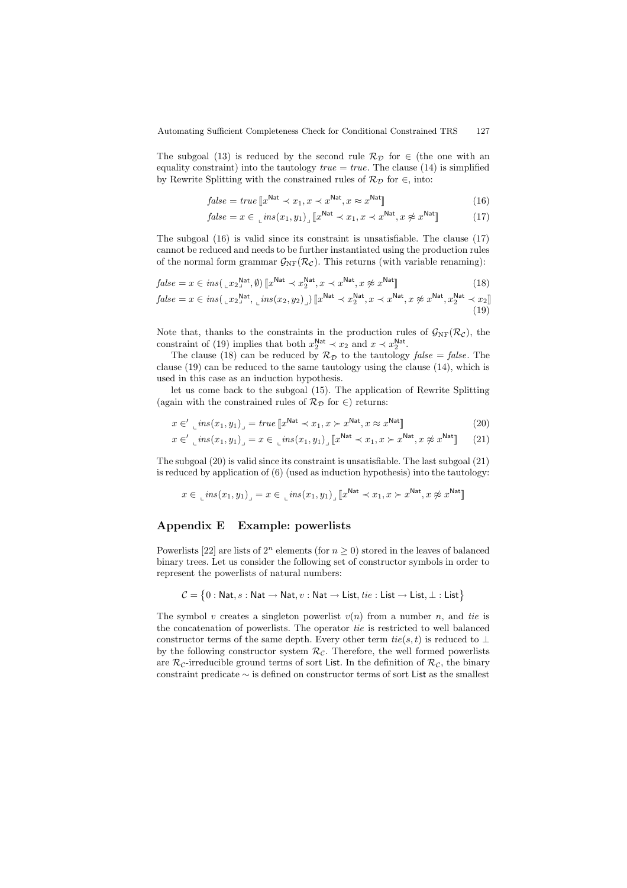The subgoal (13) is reduced by the second rule $\mathcal{R}_\mathcal{D}$ for $\in$ (the one with an equality constraint) into the tautology $true = true$. The clause (14) is simplified by Rewrite Splitting with the constrained rules of $\mathcal{R}_\mathcal{D}$ for $\in$, into:

$$false = true\,[\![x^{\mathsf{Nat}} \prec x_1, x \prec x^{\mathsf{Nat}}, x \approx x^{\mathsf{Nat}}]\!] \tag{16}$$

$$false = x \in \llcorner ins(x_1, y_1)\lrcorner\,[\![x^{\mathsf{Nat}} \prec x_1, x \prec x^{\mathsf{Nat}}, x \not\approx x^{\mathsf{Nat}}]\!] \tag{17}$$

The subgoal (16) is valid since its constraint is unsatisfiable. The clause (17) cannot be reduced and needs to be further instantiated using the production rules of the normal form grammar $\mathcal{G}_{\mathrm{NF}}(\mathcal{R}_\mathcal{C})$. This returns (with variable renaming):

$$false = x \in ins(\llcorner x_2{}^{\mathsf{Nat}}\lrcorner, \emptyset)\,[\![x^{\mathsf{Nat}} \prec x_2^{\mathsf{Nat}}, x \prec x^{\mathsf{Nat}}, x \not\approx x^{\mathsf{Nat}}]\!] \tag{18}$$

$$false = x \in ins(\llcorner x_2{}^{\mathsf{Nat}}\lrcorner, \llcorner ins(x_2, y_2)\lrcorner)\,[\![x^{\mathsf{Nat}} \prec x_2^{\mathsf{Nat}}, x \prec x^{\mathsf{Nat}}, x \not\approx x^{\mathsf{Nat}}, x_2^{\mathsf{Nat}} \prec x_2]\!] \tag{19}$$

Note that, thanks to the constraints in the production rules of $\mathcal{G}_{\mathrm{NF}}(\mathcal{R}_\mathcal{C})$, the constraint of (19) implies that both $x_2^{\mathsf{Nat}} \prec x_2$ and $x \prec x_2^{\mathsf{Nat}}$.

The clause (18) can be reduced by $\mathcal{R}_\mathcal{D}$ to the tautology $false = false$. The clause (19) can be reduced to the same tautology using the clause (14), which is used in this case as an induction hypothesis.

let us come back to the subgoal (15). The application of Rewrite Splitting (again with the constrained rules of $\mathcal{R}_\mathcal{D}$ for $\in$) returns:

$$x \in' \llcorner ins(x_1, y_1)\lrcorner = true\,[\![x^{\mathsf{Nat}} \prec x_1, x \succ x^{\mathsf{Nat}}, x \approx x^{\mathsf{Nat}}]\!] \tag{20}$$

$$x \in' \llcorner ins(x_1, y_1)\lrcorner = x \in \llcorner ins(x_1, y_1)\lrcorner\,[\![x^{\mathsf{Nat}} \prec x_1, x \succ x^{\mathsf{Nat}}, x \not\approx x^{\mathsf{Nat}}]\!] \tag{21}$$

The subgoal (20) is valid since its constraint is unsatisfiable. The last subgoal (21) is reduced by application of (6) (used as induction hypothesis) into the tautology:

$$x \in \llcorner ins(x_1, y_1)\lrcorner = x \in \llcorner ins(x_1, y_1)\lrcorner\,[\![x^{\mathsf{Nat}} \prec x_1, x \succ x^{\mathsf{Nat}}, x \not\approx x^{\mathsf{Nat}}]\!]$$

## Appendix E Example: powerlists

Powerlists [22] are lists of $2^n$ elements (for $n \geq 0$) stored in the leaves of balanced binary trees. Let us consider the following set of constructor symbols in order to represent the powerlists of natural numbers:

$$\mathcal{C} = \{0 : \mathsf{Nat}, s : \mathsf{Nat} \to \mathsf{Nat}, v : \mathsf{Nat} \to \mathsf{List}, tie : \mathsf{List} \to \mathsf{List}, \bot : \mathsf{List}\}$$

The symbol $v$ creates a singleton powerlist $v(n)$ from a number $n$, and $tie$ is the concatenation of powerlists. The operator $tie$ is restricted to well balanced constructor terms of the same depth. Every other term $tie(s, t)$ is reduced to $\bot$ by the following constructor system $\mathcal{R}_\mathcal{C}$. Therefore, the well formed powerlists are $\mathcal{R}_\mathcal{C}$-irreducible ground terms of sort $\mathsf{List}$. In the definition of $\mathcal{R}_\mathcal{C}$, the binary constraint predicate $\sim$ is defined on constructor terms of sort $\mathsf{List}$ as the smallest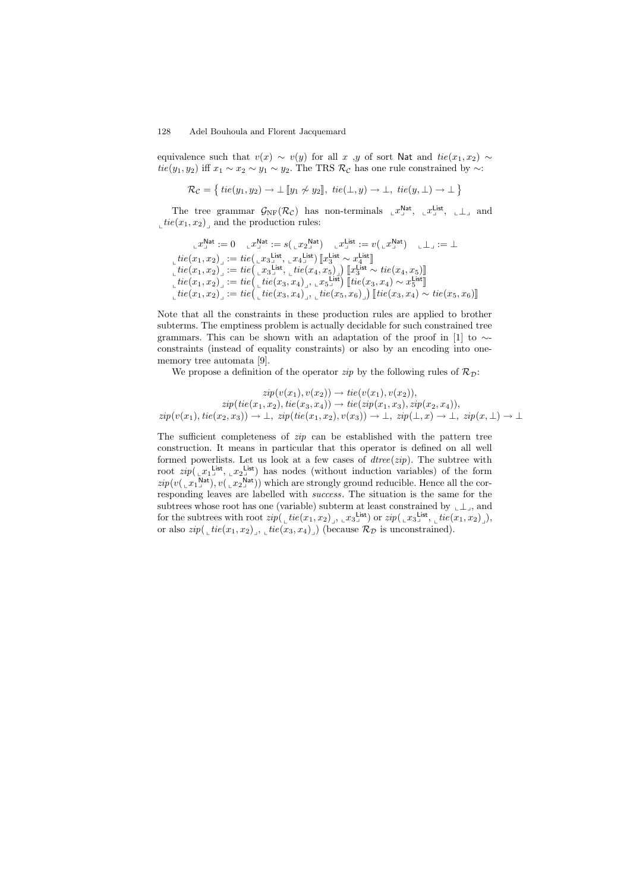equivalence such that $v(x) \sim v(y)$ for all $x$ ,$y$ of sort $\mathsf{Nat}$ and $tie(x_1, x_2) \sim tie(y_1, y_2)$ iff $x_1 \sim x_2 \sim y_1 \sim y_2$. The TRS $\mathcal{R}_\mathcal{C}$ has one rule constrained by $\sim$:

$$\mathcal{R}_\mathcal{C} = \left\{ tie(y_1, y_2) \to \bot \, [\![ y_1 \not\sim y_2 ]\!], \; tie(\bot, y) \to \bot, \; tie(y, \bot) \to \bot \right\}$$

The tree grammar $\mathcal{G}_{\mathrm{NF}}(\mathcal{R}_\mathcal{C})$ has non-terminals $\llcorner x^{\mathsf{Nat}} \lrcorner$, $\llcorner x^{\mathsf{List}} \lrcorner$, $\llcorner \bot \lrcorner$ and $\llcorner tie(x_1, x_2) \lrcorner$ and the production rules:

$$\llcorner x^{\mathsf{Nat}} \lrcorner := 0 \quad \llcorner x^{\mathsf{Nat}} \lrcorner := s(\llcorner x_2^{\mathsf{Nat}} \lrcorner) \quad \llcorner x^{\mathsf{List}} \lrcorner := v(\llcorner x^{\mathsf{Nat}} \lrcorner) \quad \llcorner \bot \lrcorner := \bot$$
$$\llcorner tie(x_1, x_2) \lrcorner := tie(\llcorner x_3^{\mathsf{List}} \lrcorner, \llcorner x_4^{\mathsf{List}} \lrcorner) \, [\![ x_3^{\mathsf{List}} \sim x_4^{\mathsf{List}} ]\!]$$
$$\llcorner tie(x_1, x_2) \lrcorner := tie\big(\llcorner x_3^{\mathsf{List}} \lrcorner, \llcorner tie(x_4, x_5) \lrcorner\big) \, [\![ x_3^{\mathsf{List}} \sim tie(x_4, x_5) ]\!]$$
$$\llcorner tie(x_1, x_2) \lrcorner := tie\big(\llcorner tie(x_3, x_4) \lrcorner, \llcorner x_5^{\mathsf{List}} \lrcorner\big) \, [\![ tie(x_3, x_4) \sim x_5^{\mathsf{List}} ]\!]$$
$$\llcorner tie(x_1, x_2) \lrcorner := tie\big(\llcorner tie(x_3, x_4) \lrcorner, \llcorner tie(x_5, x_6) \lrcorner\big) \, [\![ tie(x_3, x_4) \sim tie(x_5, x_6) ]\!]$$

Note that all the constraints in these production rules are applied to brother subterms. The emptiness problem is actually decidable for such constrained tree grammars. This can be shown with an adaptation of the proof in [1] to $\sim$-constraints (instead of equality constraints) or also by an encoding into one-memory tree automata [9].

We propose a definition of the operator *zip* by the following rules of $\mathcal{R}_\mathcal{D}$:

$$zip(v(x_1), v(x_2)) \to tie(v(x_1), v(x_2)),$$
$$zip(tie(x_1, x_2), tie(x_3, x_4)) \to tie(zip(x_1, x_3), zip(x_2, x_4)),$$
$$zip(v(x_1), tie(x_2, x_3)) \to \bot, \; zip(tie(x_1, x_2), v(x_3)) \to \bot, \; zip(\bot, x) \to \bot, \; zip(x, \bot) \to \bot$$

The sufficient completeness of *zip* can be established with the pattern tree construction. It means in particular that this operator is defined on all well formed powerlists. Let us look at a few cases of $dtree(zip)$. The subtree with root $zip(\llcorner x_1^{\mathsf{List}} \lrcorner, \llcorner x_2^{\mathsf{List}} \lrcorner)$ has nodes (without induction variables) of the form $zip(v(\llcorner x_1^{\mathsf{Nat}} \lrcorner), v(\llcorner x_2^{\mathsf{Nat}} \lrcorner))$ which are strongly ground reducible. Hence all the corresponding leaves are labelled with *success*. The situation is the same for the subtrees whose root has one (variable) subterm at least constrained by $\llcorner \bot \lrcorner$, and for the subtrees with root $zip(\llcorner tie(x_1, x_2) \lrcorner, \llcorner x_3^{\mathsf{List}} \lrcorner)$ or $zip(\llcorner x_3^{\mathsf{List}} \lrcorner, \llcorner tie(x_1, x_2) \lrcorner)$, or also $zip(\llcorner tie(x_1, x_2) \lrcorner, \llcorner tie(x_3, x_4) \lrcorner)$ (because $\mathcal{R}_\mathcal{D}$ is unconstrained).